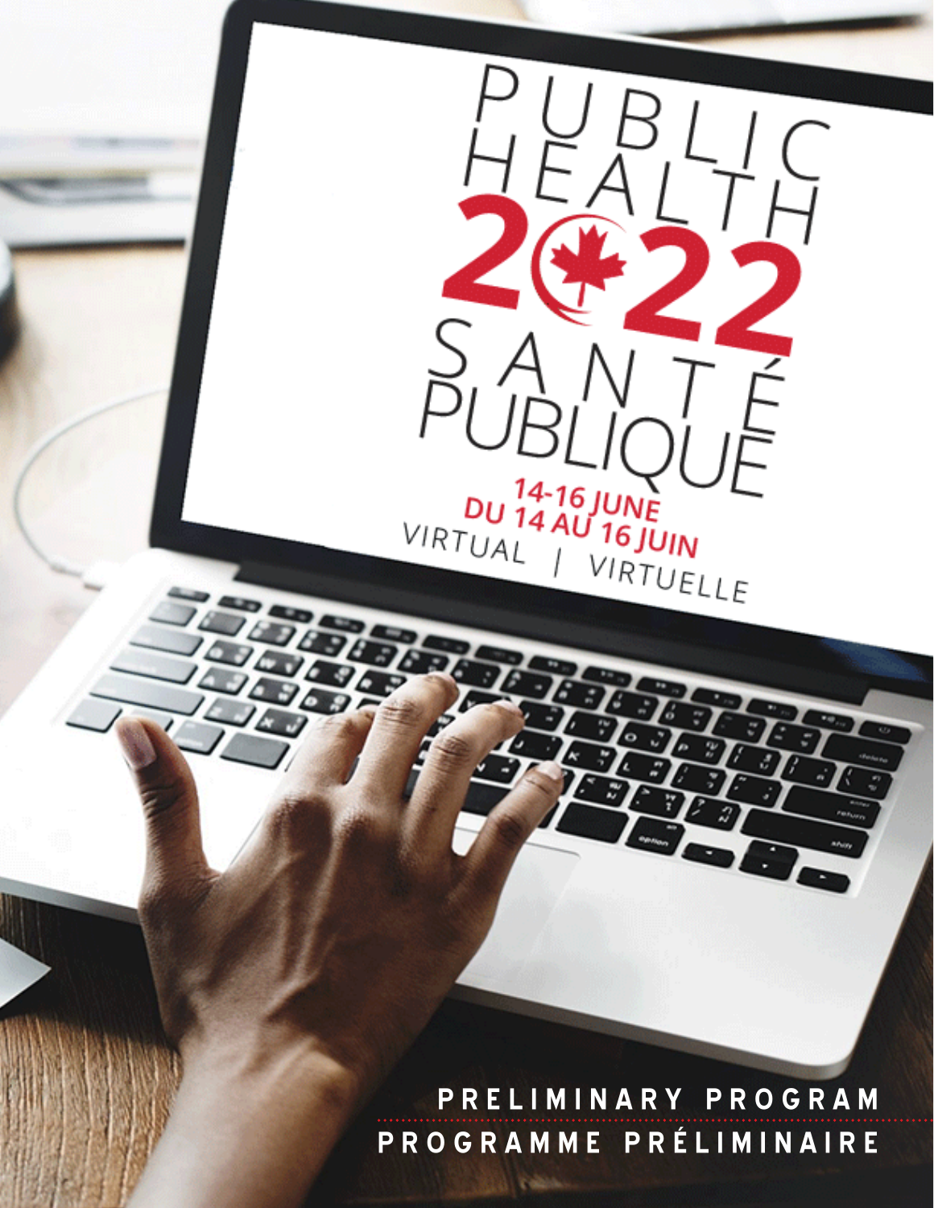# PUBLIC HEALTH 2022 SANTÉ PUBLIQUE

**14-16 JUNE**
**DU 14 AU 16 JUIN**

VIRTUAL | VIRTUELLE

## PRELIMINARY PROGRAM
## PROGRAMME PRÉLIMINAIRE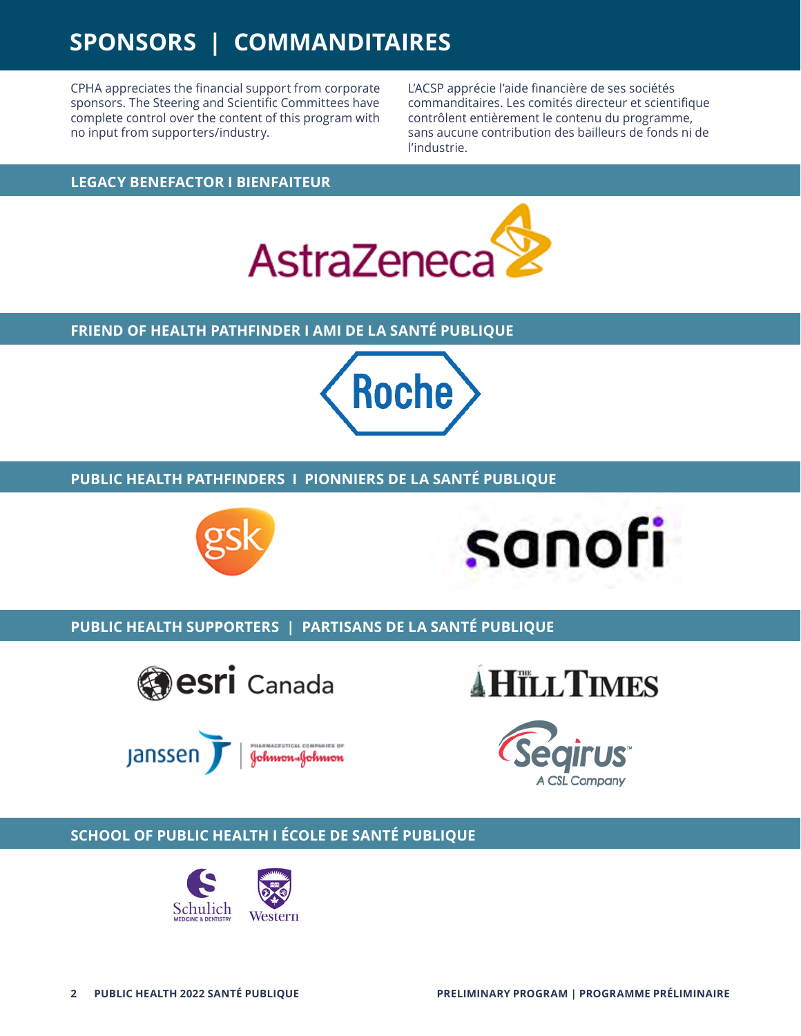# SPONSORS | COMMANDITAIRES

CPHA appreciates the financial support from corporate sponsors. The Steering and Scientific Committees have complete control over the content of this program with no input from supporters/industry.

L'ACSP apprécie l'aide financière de ses sociétés commanditaires. Les comités directeur et scientifique contrôlent entièrement le contenu du programme, sans aucune contribution des bailleurs de fonds ni de l'industrie.

## LEGACY BENEFACTOR I BIENFAITEUR

AstraZeneca

## FRIEND OF HEALTH PATHFINDER I AMI DE LA SANTÉ PUBLIQUE

Roche

## PUBLIC HEALTH PATHFINDERS I PIONNIERS DE LA SANTÉ PUBLIQUE

gsk

sanofi

## PUBLIC HEALTH SUPPORTERS | PARTISANS DE LA SANTÉ PUBLIQUE

esri Canada

The Hill Times

Janssen | Pharmaceutical Companies of Johnson & Johnson

Seqirus – A CSL Company

## SCHOOL OF PUBLIC HEALTH I ÉCOLE DE SANTÉ PUBLIQUE

Schulich Medicine & Dentistry

Western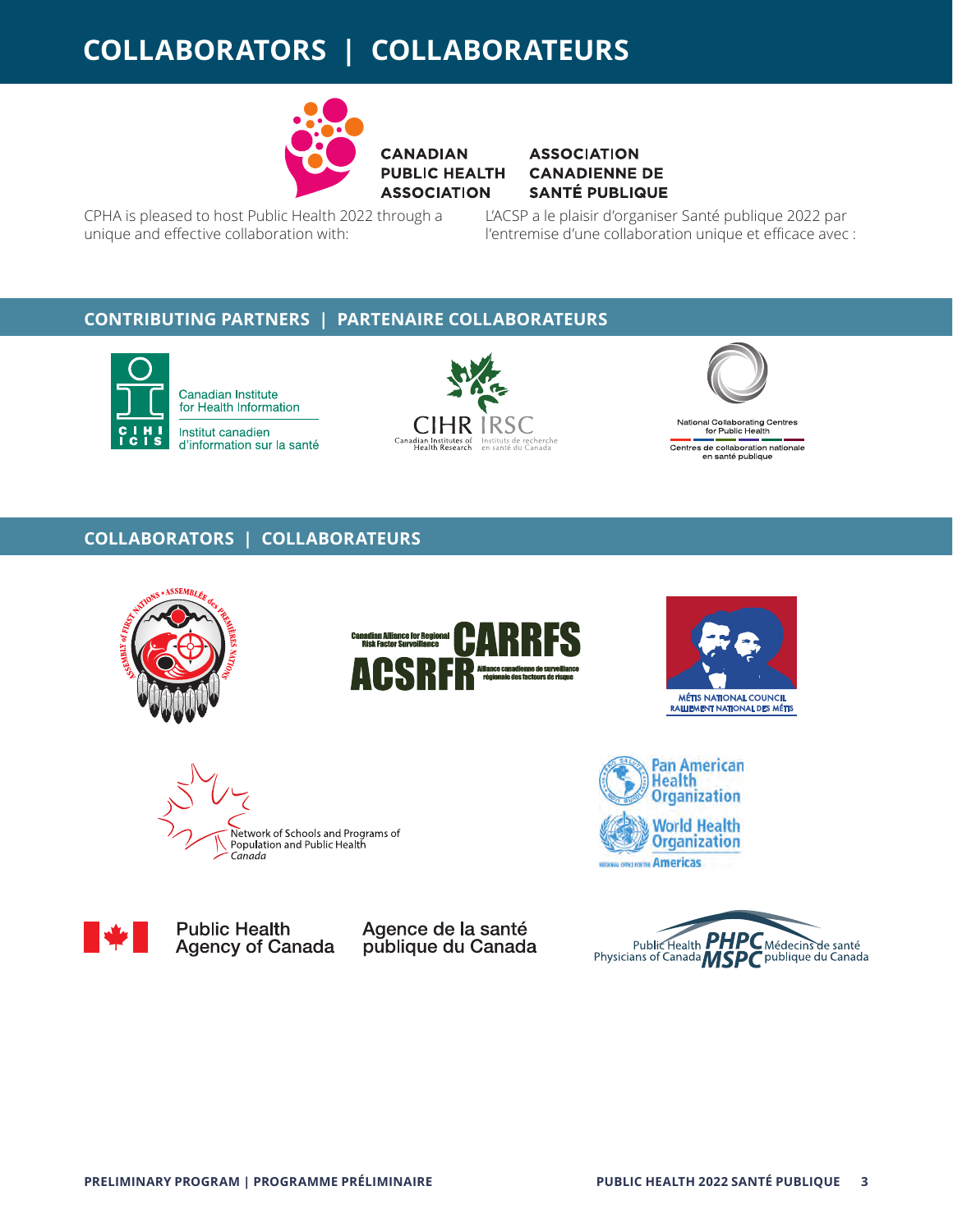# COLLABORATORS | COLLABORATEURS

CANADIAN PUBLIC HEALTH ASSOCIATION

ASSOCIATION CANADIENNE DE SANTÉ PUBLIQUE

CPHA is pleased to host Public Health 2022 through a unique and effective collaboration with:

L'ACSP a le plaisir d'organiser Santé publique 2022 par l'entremise d'une collaboration unique et efficace avec :

## CONTRIBUTING PARTNERS | PARTENAIRE COLLABORATEURS

Canadian Institute for Health Information
Institut canadien d'information sur la santé

CIHR IRSC
Canadian Institutes of Health Research
Instituts de recherche en santé du Canada

National Collaborating Centres for Public Health
Centres de collaboration nationale en santé publique

## COLLABORATORS | COLLABORATEURS

Assembly of First Nations • Assemblée des Premières Nations

Canadian Alliance for Regional Risk Factor Surveillance CARRFS
ACSRFR Alliance canadienne de surveillance régionale des facteurs de risque

Métis National Council
Ralliement National des Métis

Network of Schools and Programs of Population and Public Health Canada

Pan American Health Organization
World Health Organization
Regional Office for the Americas

Public Health Agency of Canada
Agence de la santé publique du Canada

Public Health Physicians of Canada PHPC
Médecins de santé publique du Canada MSPC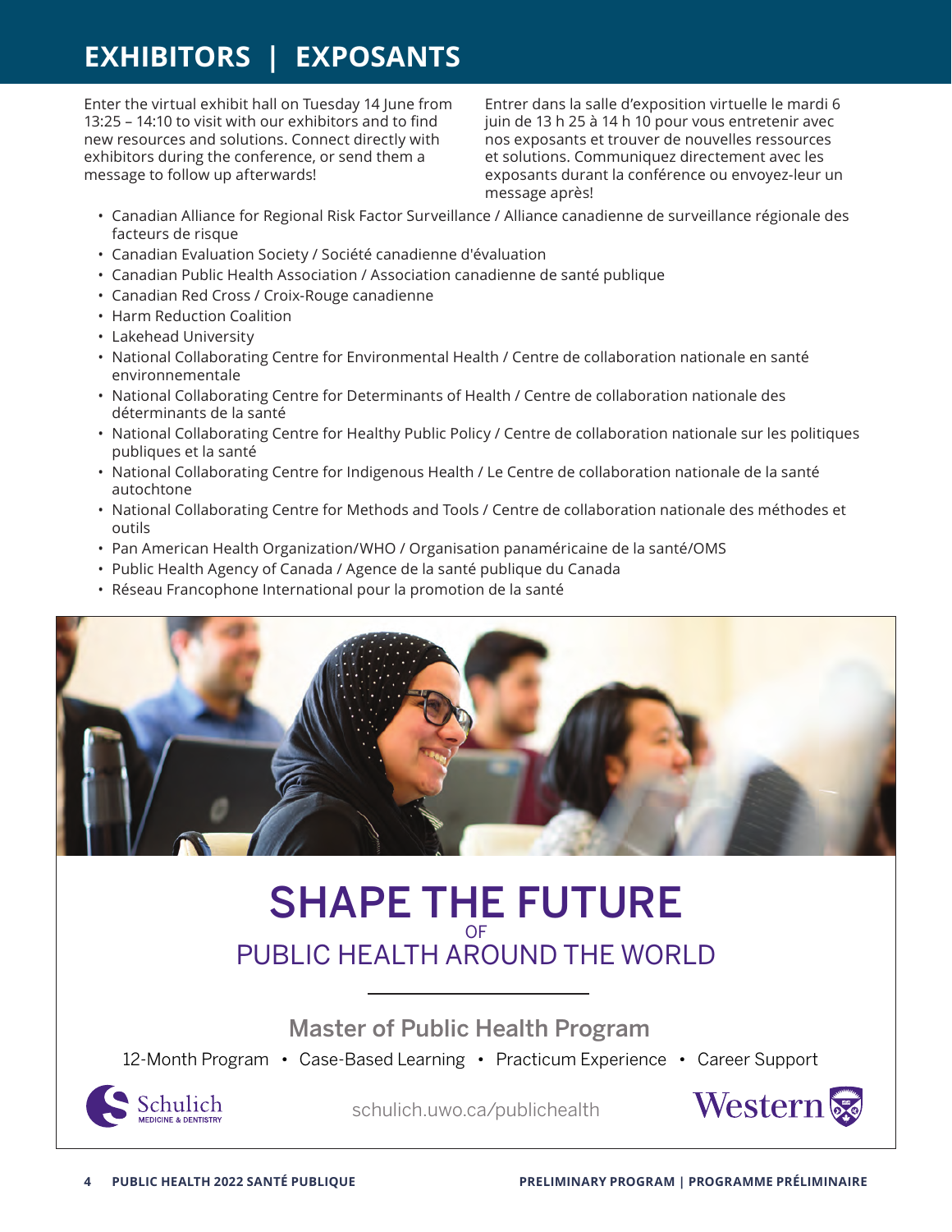# EXHIBITORS | EXPOSANTS

Enter the virtual exhibit hall on Tuesday 14 June from 13:25 – 14:10 to visit with our exhibitors and to find new resources and solutions. Connect directly with exhibitors during the conference, or send them a message to follow up afterwards!

Entrer dans la salle d'exposition virtuelle le mardi 6 juin de 13 h 25 à 14 h 10 pour vous entretenir avec nos exposants et trouver de nouvelles ressources et solutions. Communiquez directement avec les exposants durant la conférence ou envoyez-leur un message après!

- Canadian Alliance for Regional Risk Factor Surveillance / Alliance canadienne de surveillance régionale des facteurs de risque
- Canadian Evaluation Society / Société canadienne d'évaluation
- Canadian Public Health Association / Association canadienne de santé publique
- Canadian Red Cross / Croix-Rouge canadienne
- Harm Reduction Coalition
- Lakehead University
- National Collaborating Centre for Environmental Health / Centre de collaboration nationale en santé environnementale
- National Collaborating Centre for Determinants of Health / Centre de collaboration nationale des déterminants de la santé
- National Collaborating Centre for Healthy Public Policy / Centre de collaboration nationale sur les politiques publiques et la santé
- National Collaborating Centre for Indigenous Health / Le Centre de collaboration nationale de la santé autochtone
- National Collaborating Centre for Methods and Tools / Centre de collaboration nationale des méthodes et outils
- Pan American Health Organization/WHO / Organisation panaméricaine de la santé/OMS
- Public Health Agency of Canada / Agence de la santé publique du Canada
- Réseau Francophone International pour la promotion de la santé

SHAPE THE FUTURE OF PUBLIC HEALTH AROUND THE WORLD

Master of Public Health Program

12-Month Program • Case-Based Learning • Practicum Experience • Career Support

Schulich MEDICINE & DENTISTRY

schulich.uwo.ca/publichealth

Western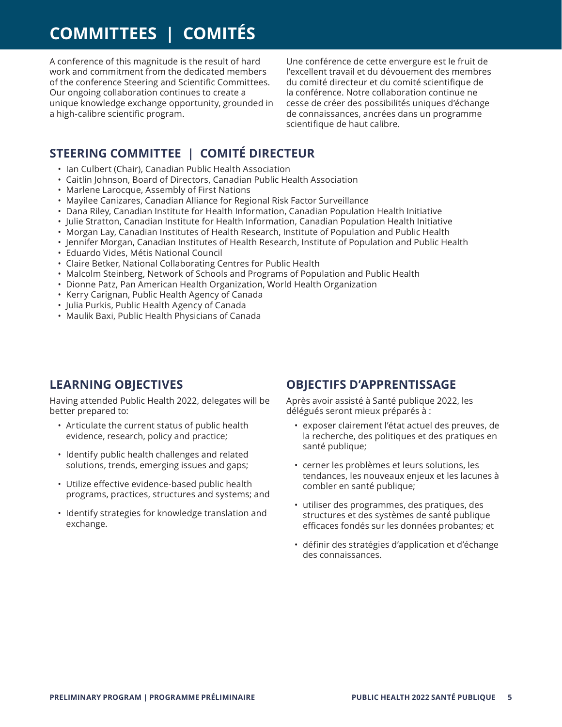# COMMITTEES | COMITÉS

A conference of this magnitude is the result of hard work and commitment from the dedicated members of the conference Steering and Scientific Committees. Our ongoing collaboration continues to create a unique knowledge exchange opportunity, grounded in a high-calibre scientific program.

Une conférence de cette envergure est le fruit de l'excellent travail et du dévouement des membres du comité directeur et du comité scientifique de la conférence. Notre collaboration continue ne cesse de créer des possibilités uniques d'échange de connaissances, ancrées dans un programme scientifique de haut calibre.

## STEERING COMMITTEE | COMITÉ DIRECTEUR

- Ian Culbert (Chair), Canadian Public Health Association
- Caitlin Johnson, Board of Directors, Canadian Public Health Association
- Marlene Larocque, Assembly of First Nations
- Mayilee Canizares, Canadian Alliance for Regional Risk Factor Surveillance
- Dana Riley, Canadian Institute for Health Information, Canadian Population Health Initiative
- Julie Stratton, Canadian Institute for Health Information, Canadian Population Health Initiative
- Morgan Lay, Canadian Institutes of Health Research, Institute of Population and Public Health
- Jennifer Morgan, Canadian Institutes of Health Research, Institute of Population and Public Health
- Eduardo Vides, Métis National Council
- Claire Betker, National Collaborating Centres for Public Health
- Malcolm Steinberg, Network of Schools and Programs of Population and Public Health
- Dionne Patz, Pan American Health Organization, World Health Organization
- Kerry Carignan, Public Health Agency of Canada
- Julia Purkis, Public Health Agency of Canada
- Maulik Baxi, Public Health Physicians of Canada

## LEARNING OBJECTIVES

Having attended Public Health 2022, delegates will be better prepared to:

- Articulate the current status of public health evidence, research, policy and practice;
- Identify public health challenges and related solutions, trends, emerging issues and gaps;
- Utilize effective evidence-based public health programs, practices, structures and systems; and
- Identify strategies for knowledge translation and exchange.

## OBJECTIFS D'APPRENTISSAGE

Après avoir assisté à Santé publique 2022, les délégués seront mieux préparés à :

- exposer clairement l'état actuel des preuves, de la recherche, des politiques et des pratiques en santé publique;
- cerner les problèmes et leurs solutions, les tendances, les nouveaux enjeux et les lacunes à combler en santé publique;
- utiliser des programmes, des pratiques, des structures et des systèmes de santé publique efficaces fondés sur les données probantes; et
- définir des stratégies d'application et d'échange des connaissances.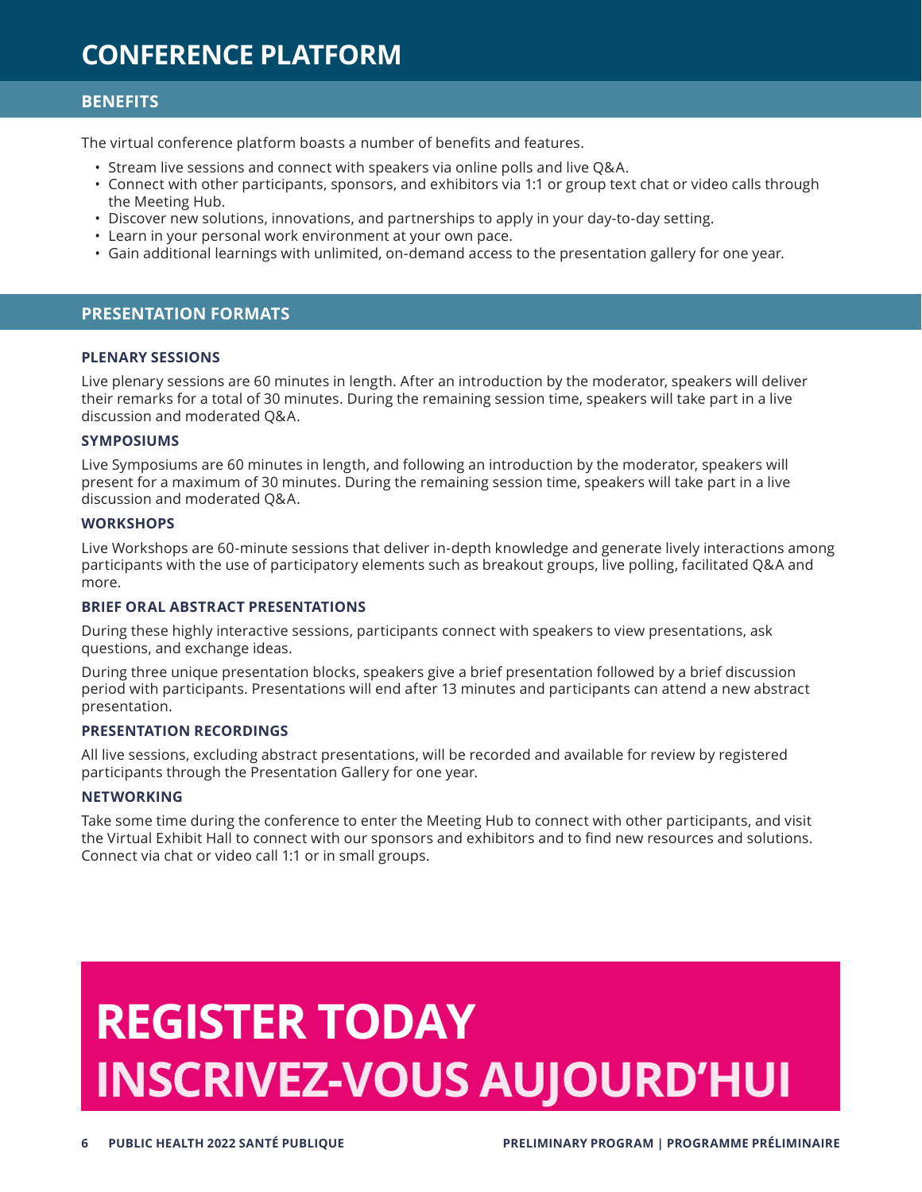# CONFERENCE PLATFORM

## BENEFITS

The virtual conference platform boasts a number of benefits and features.

- Stream live sessions and connect with speakers via online polls and live Q&A.
- Connect with other participants, sponsors, and exhibitors via 1:1 or group text chat or video calls through the Meeting Hub.
- Discover new solutions, innovations, and partnerships to apply in your day-to-day setting.
- Learn in your personal work environment at your own pace.
- Gain additional learnings with unlimited, on-demand access to the presentation gallery for one year.

## PRESENTATION FORMATS

### PLENARY SESSIONS

Live plenary sessions are 60 minutes in length. After an introduction by the moderator, speakers will deliver their remarks for a total of 30 minutes. During the remaining session time, speakers will take part in a live discussion and moderated Q&A.

### SYMPOSIUMS

Live Symposiums are 60 minutes in length, and following an introduction by the moderator, speakers will present for a maximum of 30 minutes. During the remaining session time, speakers will take part in a live discussion and moderated Q&A.

### WORKSHOPS

Live Workshops are 60-minute sessions that deliver in-depth knowledge and generate lively interactions among participants with the use of participatory elements such as breakout groups, live polling, facilitated Q&A and more.

### BRIEF ORAL ABSTRACT PRESENTATIONS

During these highly interactive sessions, participants connect with speakers to view presentations, ask questions, and exchange ideas.

During three unique presentation blocks, speakers give a brief presentation followed by a brief discussion period with participants. Presentations will end after 13 minutes and participants can attend a new abstract presentation.

### PRESENTATION RECORDINGS

All live sessions, excluding abstract presentations, will be recorded and available for review by registered participants through the Presentation Gallery for one year.

### NETWORKING

Take some time during the conference to enter the Meeting Hub to connect with other participants, and visit the Virtual Exhibit Hall to connect with our sponsors and exhibitors and to find new resources and solutions. Connect via chat or video call 1:1 or in small groups.

# REGISTER TODAY
# INSCRIVEZ-VOUS AUJOURD'HUI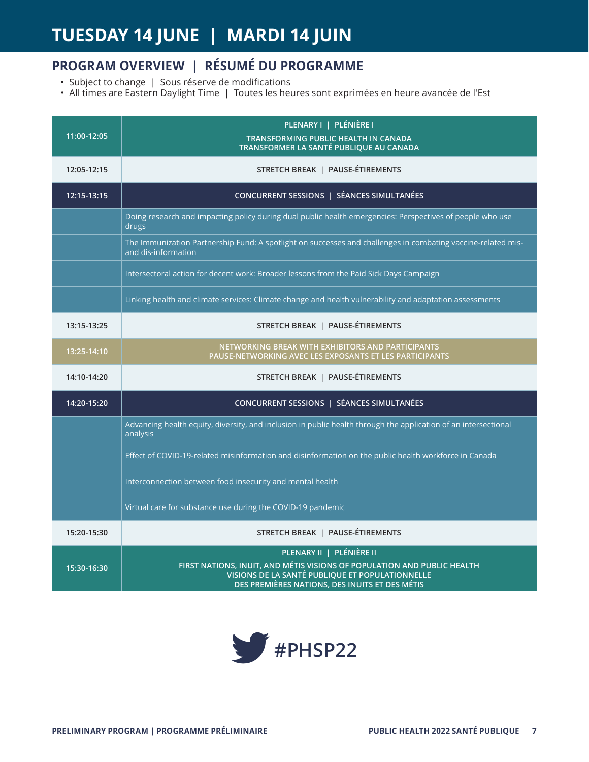# TUESDAY 14 JUNE | MARDI 14 JUIN

## PROGRAM OVERVIEW | RÉSUMÉ DU PROGRAMME

- Subject to change | Sous réserve de modifications
- All times are Eastern Daylight Time | Toutes les heures sont exprimées en heure avancée de l'Est

| Time | Session |
|---|---|
| 11:00-12:05 | **PLENARY I \| PLÉNIÈRE I**<br>**TRANSFORMING PUBLIC HEALTH IN CANADA**<br>**TRANSFORMER LA SANTÉ PUBLIQUE AU CANADA** |
| 12:05-12:15 | **STRETCH BREAK \| PAUSE-ÉTIREMENTS** |
| 12:15-13:15 | **CONCURRENT SESSIONS \| SÉANCES SIMULTANÉES** |
| | Doing research and impacting policy during dual public health emergencies: Perspectives of people who use drugs |
| | The Immunization Partnership Fund: A spotlight on successes and challenges in combating vaccine-related mis- and dis-information |
| | Intersectoral action for decent work: Broader lessons from the Paid Sick Days Campaign |
| | Linking health and climate services: Climate change and health vulnerability and adaptation assessments |
| 13:15-13:25 | **STRETCH BREAK \| PAUSE-ÉTIREMENTS** |
| 13:25-14:10 | **NETWORKING BREAK WITH EXHIBITORS AND PARTICIPANTS**<br>**PAUSE-NETWORKING AVEC LES EXPOSANTS ET LES PARTICIPANTS** |
| 14:10-14:20 | **STRETCH BREAK \| PAUSE-ÉTIREMENTS** |
| 14:20-15:20 | **CONCURRENT SESSIONS \| SÉANCES SIMULTANÉES** |
| | Advancing health equity, diversity, and inclusion in public health through the application of an intersectional analysis |
| | Effect of COVID-19-related misinformation and disinformation on the public health workforce in Canada |
| | Interconnection between food insecurity and mental health |
| | Virtual care for substance use during the COVID-19 pandemic |
| 15:20-15:30 | **STRETCH BREAK \| PAUSE-ÉTIREMENTS** |
| 15:30-16:30 | **PLENARY II \| PLÉNIÈRE II**<br>**FIRST NATIONS, INUIT, AND MÉTIS VISIONS OF POPULATION AND PUBLIC HEALTH**<br>**VISIONS DE LA SANTÉ PUBLIQUE ET POPULATIONNELLE DES PREMIÈRES NATIONS, DES INUITS ET DES MÉTIS** |

#PHSP22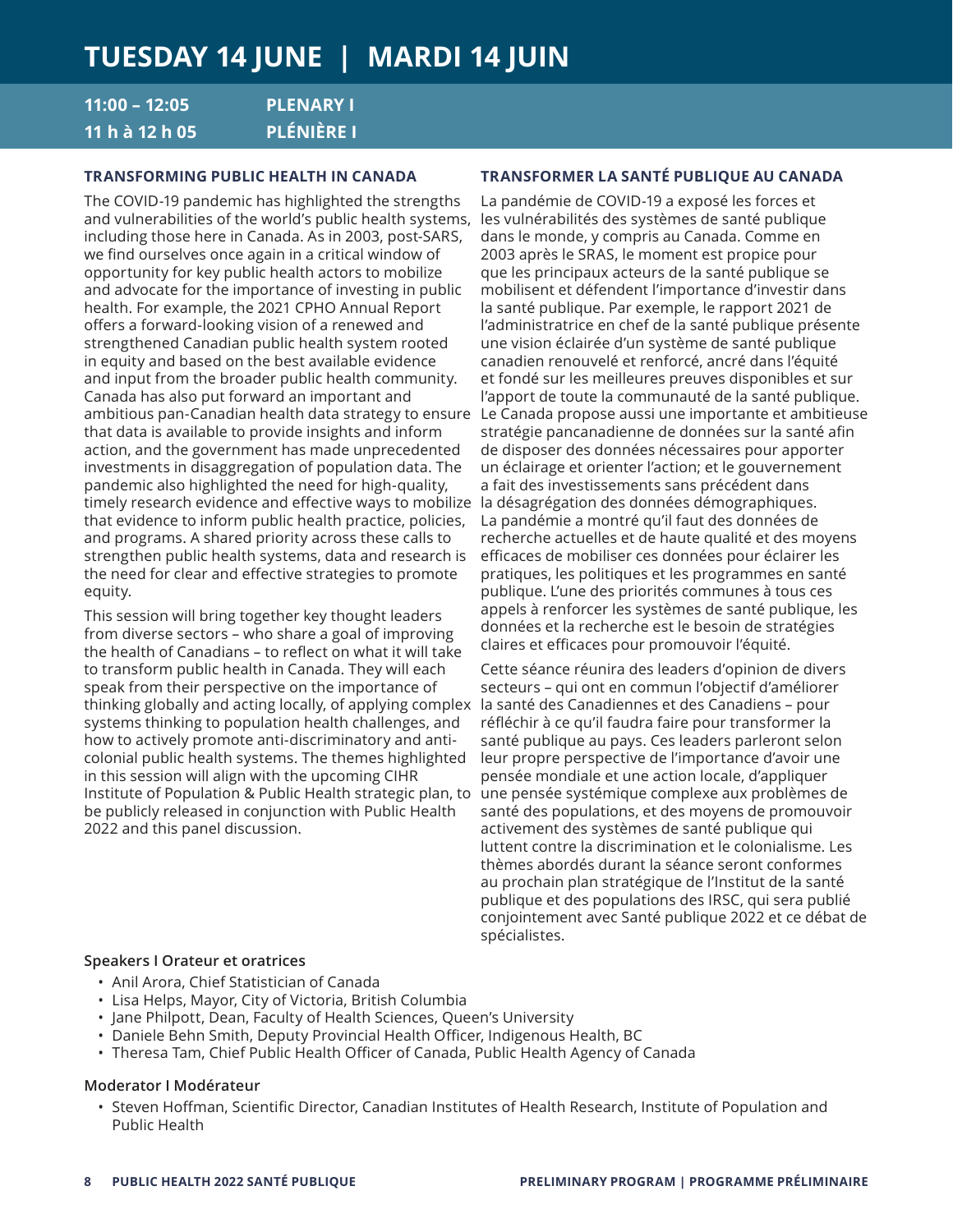# TUESDAY 14 JUNE | MARDI 14 JUIN

**11:00 – 12:05** **PLENARY I**
**11 h à 12 h 05** **PLÉNIÈRE I**

### TRANSFORMING PUBLIC HEALTH IN CANADA

The COVID-19 pandemic has highlighted the strengths and vulnerabilities of the world's public health systems, including those here in Canada. As in 2003, post-SARS, we find ourselves once again in a critical window of opportunity for key public health actors to mobilize and advocate for the importance of investing in public health. For example, the 2021 CPHO Annual Report offers a forward-looking vision of a renewed and strengthened Canadian public health system rooted in equity and based on the best available evidence and input from the broader public health community. Canada has also put forward an important and ambitious pan-Canadian health data strategy to ensure that data is available to provide insights and inform action, and the government has made unprecedented investments in disaggregation of population data. The pandemic also highlighted the need for high-quality, timely research evidence and effective ways to mobilize that evidence to inform public health practice, policies, and programs. A shared priority across these calls to strengthen public health systems, data and research is the need for clear and effective strategies to promote equity.

This session will bring together key thought leaders from diverse sectors – who share a goal of improving the health of Canadians – to reflect on what it will take to transform public health in Canada. They will each speak from their perspective on the importance of thinking globally and acting locally, of applying complex systems thinking to population health challenges, and how to actively promote anti-discriminatory and anti-colonial public health systems. The themes highlighted in this session will align with the upcoming CIHR Institute of Population & Public Health strategic plan, to be publicly released in conjunction with Public Health 2022 and this panel discussion.

### TRANSFORMER LA SANTÉ PUBLIQUE AU CANADA

La pandémie de COVID-19 a exposé les forces et les vulnérabilités des systèmes de santé publique dans le monde, y compris au Canada. Comme en 2003 après le SRAS, le moment est propice pour que les principaux acteurs de la santé publique se mobilisent et défendent l'importance d'investir dans la santé publique. Par exemple, le rapport 2021 de l'administratrice en chef de la santé publique présente une vision éclairée d'un système de santé publique canadien renouvelé et renforcé, ancré dans l'équité et fondé sur les meilleures preuves disponibles et sur l'apport de toute la communauté de la santé publique. Le Canada propose aussi une importante et ambitieuse stratégie pancanadienne de données sur la santé afin de disposer des données nécessaires pour apporter un éclairage et orienter l'action; et le gouvernement a fait des investissements sans précédent dans la désagrégation des données démographiques. La pandémie a montré qu'il faut des données de recherche actuelles et de haute qualité et des moyens efficaces de mobiliser ces données pour éclairer les pratiques, les politiques et les programmes en santé publique. L'une des priorités communes à tous ces appels à renforcer les systèmes de santé publique, les données et la recherche est le besoin de stratégies claires et efficaces pour promouvoir l'équité.

Cette séance réunira des leaders d'opinion de divers secteurs – qui ont en commun l'objectif d'améliorer la santé des Canadiennes et des Canadiens – pour réfléchir à ce qu'il faudra faire pour transformer la santé publique au pays. Ces leaders parleront selon leur propre perspective de l'importance d'avoir une pensée mondiale et une action locale, d'appliquer une pensée systémique complexe aux problèmes de santé des populations, et des moyens de promouvoir activement des systèmes de santé publique qui luttent contre la discrimination et le colonialisme. Les thèmes abordés durant la séance seront conformes au prochain plan stratégique de l'Institut de la santé publique et des populations des IRSC, qui sera publié conjointement avec Santé publique 2022 et ce débat de spécialistes.

**Speakers I Orateur et oratrices**

- Anil Arora, Chief Statistician of Canada
- Lisa Helps, Mayor, City of Victoria, British Columbia
- Jane Philpott, Dean, Faculty of Health Sciences, Queen's University
- Daniele Behn Smith, Deputy Provincial Health Officer, Indigenous Health, BC
- Theresa Tam, Chief Public Health Officer of Canada, Public Health Agency of Canada

**Moderator I Modérateur**

- Steven Hoffman, Scientific Director, Canadian Institutes of Health Research, Institute of Population and Public Health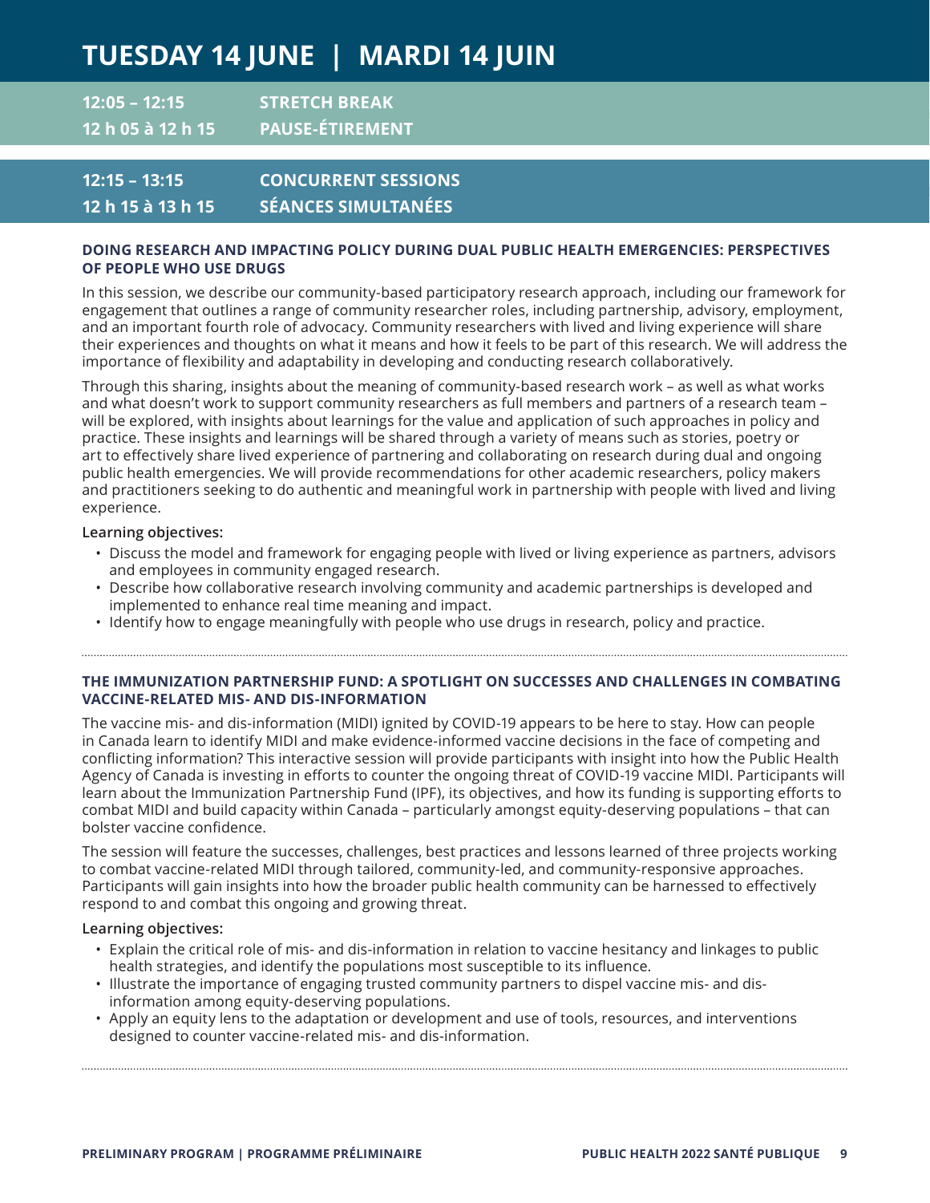# TUESDAY 14 JUNE | MARDI 14 JUIN

**12:05 – 12:15** **STRETCH BREAK**
**12 h 05 à 12 h 15** **PAUSE-ÉTIREMENT**

**12:15 – 13:15** **CONCURRENT SESSIONS**
**12 h 15 à 13 h 15** **SÉANCES SIMULTANÉES**

### DOING RESEARCH AND IMPACTING POLICY DURING DUAL PUBLIC HEALTH EMERGENCIES: PERSPECTIVES OF PEOPLE WHO USE DRUGS

In this session, we describe our community-based participatory research approach, including our framework for engagement that outlines a range of community researcher roles, including partnership, advisory, employment, and an important fourth role of advocacy. Community researchers with lived and living experience will share their experiences and thoughts on what it means and how it feels to be part of this research. We will address the importance of flexibility and adaptability in developing and conducting research collaboratively.

Through this sharing, insights about the meaning of community-based research work – as well as what works and what doesn't work to support community researchers as full members and partners of a research team – will be explored, with insights about learnings for the value and application of such approaches in policy and practice. These insights and learnings will be shared through a variety of means such as stories, poetry or art to effectively share lived experience of partnering and collaborating on research during dual and ongoing public health emergencies. We will provide recommendations for other academic researchers, policy makers and practitioners seeking to do authentic and meaningful work in partnership with people with lived and living experience.

**Learning objectives:**

- Discuss the model and framework for engaging people with lived or living experience as partners, advisors and employees in community engaged research.
- Describe how collaborative research involving community and academic partnerships is developed and implemented to enhance real time meaning and impact.
- Identify how to engage meaningfully with people who use drugs in research, policy and practice.

### THE IMMUNIZATION PARTNERSHIP FUND: A SPOTLIGHT ON SUCCESSES AND CHALLENGES IN COMBATING VACCINE-RELATED MIS- AND DIS-INFORMATION

The vaccine mis- and dis-information (MIDI) ignited by COVID-19 appears to be here to stay. How can people in Canada learn to identify MIDI and make evidence-informed vaccine decisions in the face of competing and conflicting information? This interactive session will provide participants with insight into how the Public Health Agency of Canada is investing in efforts to counter the ongoing threat of COVID-19 vaccine MIDI. Participants will learn about the Immunization Partnership Fund (IPF), its objectives, and how its funding is supporting efforts to combat MIDI and build capacity within Canada – particularly amongst equity-deserving populations – that can bolster vaccine confidence.

The session will feature the successes, challenges, best practices and lessons learned of three projects working to combat vaccine-related MIDI through tailored, community-led, and community-responsive approaches. Participants will gain insights into how the broader public health community can be harnessed to effectively respond to and combat this ongoing and growing threat.

**Learning objectives:**

- Explain the critical role of mis- and dis-information in relation to vaccine hesitancy and linkages to public health strategies, and identify the populations most susceptible to its influence.
- Illustrate the importance of engaging trusted community partners to dispel vaccine mis- and dis-information among equity-deserving populations.
- Apply an equity lens to the adaptation or development and use of tools, resources, and interventions designed to counter vaccine-related mis- and dis-information.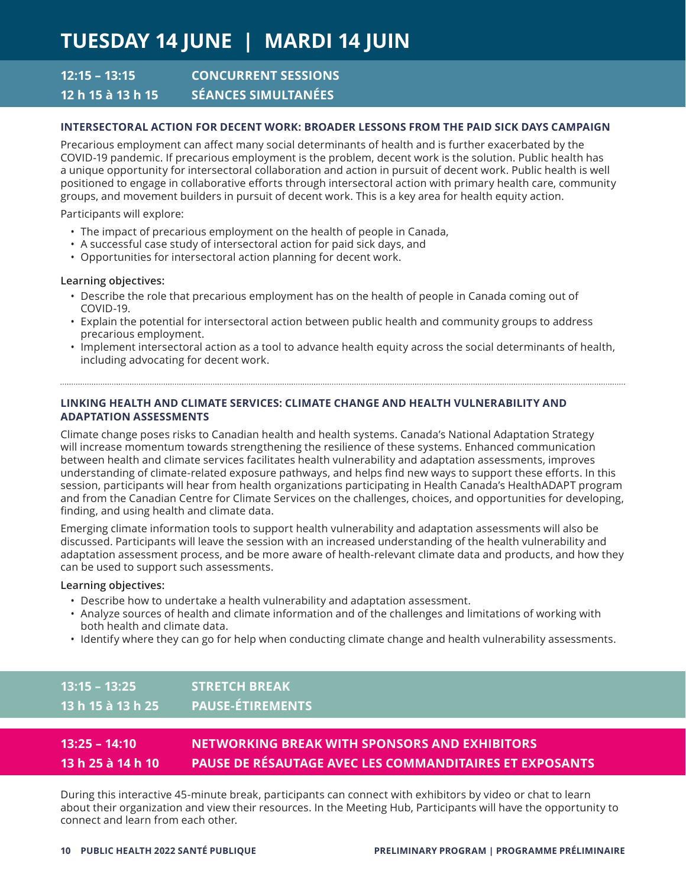# TUESDAY 14 JUNE | MARDI 14 JUIN

## 12:15 – 13:15 CONCURRENT SESSIONS
## 12 h 15 à 13 h 15 SÉANCES SIMULTANÉES

### INTERSECTORAL ACTION FOR DECENT WORK: BROADER LESSONS FROM THE PAID SICK DAYS CAMPAIGN

Precarious employment can affect many social determinants of health and is further exacerbated by the COVID-19 pandemic. If precarious employment is the problem, decent work is the solution. Public health has a unique opportunity for intersectoral collaboration and action in pursuit of decent work. Public health is well positioned to engage in collaborative efforts through intersectoral action with primary health care, community groups, and movement builders in pursuit of decent work. This is a key area for health equity action.

Participants will explore:

- The impact of precarious employment on the health of people in Canada,
- A successful case study of intersectoral action for paid sick days, and
- Opportunities for intersectoral action planning for decent work.

**Learning objectives:**

- Describe the role that precarious employment has on the health of people in Canada coming out of COVID-19.
- Explain the potential for intersectoral action between public health and community groups to address precarious employment.
- Implement intersectoral action as a tool to advance health equity across the social determinants of health, including advocating for decent work.

---

### LINKING HEALTH AND CLIMATE SERVICES: CLIMATE CHANGE AND HEALTH VULNERABILITY AND ADAPTATION ASSESSMENTS

Climate change poses risks to Canadian health and health systems. Canada's National Adaptation Strategy will increase momentum towards strengthening the resilience of these systems. Enhanced communication between health and climate services facilitates health vulnerability and adaptation assessments, improves understanding of climate-related exposure pathways, and helps find new ways to support these efforts. In this session, participants will hear from health organizations participating in Health Canada's HealthADAPT program and from the Canadian Centre for Climate Services on the challenges, choices, and opportunities for developing, finding, and using health and climate data.

Emerging climate information tools to support health vulnerability and adaptation assessments will also be discussed. Participants will leave the session with an increased understanding of the health vulnerability and adaptation assessment process, and be more aware of health-relevant climate data and products, and how they can be used to support such assessments.

**Learning objectives:**

- Describe how to undertake a health vulnerability and adaptation assessment.
- Analyze sources of health and climate information and of the challenges and limitations of working with both health and climate data.
- Identify where they can go for help when conducting climate change and health vulnerability assessments.

## 13:15 – 13:25 STRETCH BREAK
## 13 h 15 à 13 h 25 PAUSE-ÉTIREMENTS

## 13:25 – 14:10 NETWORKING BREAK WITH SPONSORS AND EXHIBITORS
## 13 h 25 à 14 h 10 PAUSE DE RÉSAUTAGE AVEC LES COMMANDITAIRES ET EXPOSANTS

During this interactive 45-minute break, participants can connect with exhibitors by video or chat to learn about their organization and view their resources. In the Meeting Hub, Participants will have the opportunity to connect and learn from each other.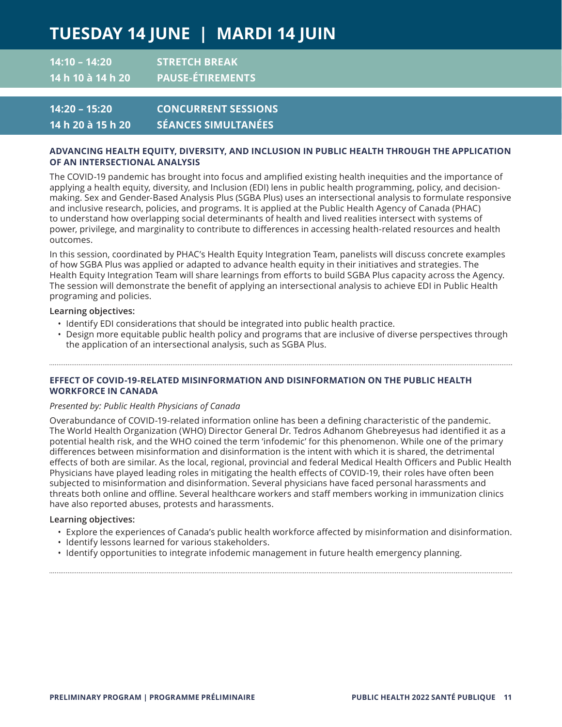# TUESDAY 14 JUNE | MARDI 14 JUIN

## 14:10 – 14:20 STRETCH BREAK
## 14 h 10 à 14 h 20 PAUSE-ÉTIREMENTS

## 14:20 – 15:20 CONCURRENT SESSIONS
## 14 h 20 à 15 h 20 SÉANCES SIMULTANÉES

### ADVANCING HEALTH EQUITY, DIVERSITY, AND INCLUSION IN PUBLIC HEALTH THROUGH THE APPLICATION OF AN INTERSECTIONAL ANALYSIS

The COVID-19 pandemic has brought into focus and amplified existing health inequities and the importance of applying a health equity, diversity, and Inclusion (EDI) lens in public health programming, policy, and decision-making. Sex and Gender-Based Analysis Plus (SGBA Plus) uses an intersectional analysis to formulate responsive and inclusive research, policies, and programs. It is applied at the Public Health Agency of Canada (PHAC) to understand how overlapping social determinants of health and lived realities intersect with systems of power, privilege, and marginality to contribute to differences in accessing health-related resources and health outcomes.

In this session, coordinated by PHAC's Health Equity Integration Team, panelists will discuss concrete examples of how SGBA Plus was applied or adapted to advance health equity in their initiatives and strategies. The Health Equity Integration Team will share learnings from efforts to build SGBA Plus capacity across the Agency. The session will demonstrate the benefit of applying an intersectional analysis to achieve EDI in Public Health programing and policies.

**Learning objectives:**

- Identify EDI considerations that should be integrated into public health practice.
- Design more equitable public health policy and programs that are inclusive of diverse perspectives through the application of an intersectional analysis, such as SGBA Plus.

---

### EFFECT OF COVID-19-RELATED MISINFORMATION AND DISINFORMATION ON THE PUBLIC HEALTH WORKFORCE IN CANADA

*Presented by: Public Health Physicians of Canada*

Overabundance of COVID-19-related information online has been a defining characteristic of the pandemic. The World Health Organization (WHO) Director General Dr. Tedros Adhanom Ghebreyesus had identified it as a potential health risk, and the WHO coined the term 'infodemic' for this phenomenon. While one of the primary differences between misinformation and disinformation is the intent with which it is shared, the detrimental effects of both are similar. As the local, regional, provincial and federal Medical Health Officers and Public Health Physicians have played leading roles in mitigating the health effects of COVID-19, their roles have often been subjected to misinformation and disinformation. Several physicians have faced personal harassments and threats both online and offline. Several healthcare workers and staff members working in immunization clinics have also reported abuses, protests and harassments.

**Learning objectives:**

- Explore the experiences of Canada's public health workforce affected by misinformation and disinformation.
- Identify lessons learned for various stakeholders.
- Identify opportunities to integrate infodemic management in future health emergency planning.

---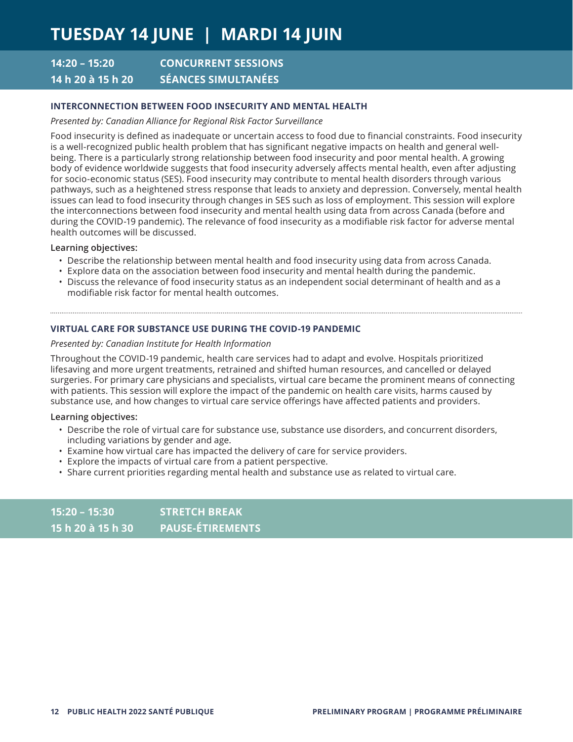# TUESDAY 14 JUNE | MARDI 14 JUIN

## 14:20 – 15:20 CONCURRENT SESSIONS
## 14 h 20 à 15 h 20 SÉANCES SIMULTANÉES

### INTERCONNECTION BETWEEN FOOD INSECURITY AND MENTAL HEALTH

*Presented by: Canadian Alliance for Regional Risk Factor Surveillance*

Food insecurity is defined as inadequate or uncertain access to food due to financial constraints. Food insecurity is a well-recognized public health problem that has significant negative impacts on health and general well-being. There is a particularly strong relationship between food insecurity and poor mental health. A growing body of evidence worldwide suggests that food insecurity adversely affects mental health, even after adjusting for socio-economic status (SES). Food insecurity may contribute to mental health disorders through various pathways, such as a heightened stress response that leads to anxiety and depression. Conversely, mental health issues can lead to food insecurity through changes in SES such as loss of employment. This session will explore the interconnections between food insecurity and mental health using data from across Canada (before and during the COVID-19 pandemic). The relevance of food insecurity as a modifiable risk factor for adverse mental health outcomes will be discussed.

**Learning objectives:**

- Describe the relationship between mental health and food insecurity using data from across Canada.
- Explore data on the association between food insecurity and mental health during the pandemic.
- Discuss the relevance of food insecurity status as an independent social determinant of health and as a modifiable risk factor for mental health outcomes.

---

### VIRTUAL CARE FOR SUBSTANCE USE DURING THE COVID-19 PANDEMIC

*Presented by: Canadian Institute for Health Information*

Throughout the COVID-19 pandemic, health care services had to adapt and evolve. Hospitals prioritized lifesaving and more urgent treatments, retrained and shifted human resources, and cancelled or delayed surgeries. For primary care physicians and specialists, virtual care became the prominent means of connecting with patients. This session will explore the impact of the pandemic on health care visits, harms caused by substance use, and how changes to virtual care service offerings have affected patients and providers.

**Learning objectives:**

- Describe the role of virtual care for substance use, substance use disorders, and concurrent disorders, including variations by gender and age.
- Examine how virtual care has impacted the delivery of care for service providers.
- Explore the impacts of virtual care from a patient perspective.
- Share current priorities regarding mental health and substance use as related to virtual care.

## 15:20 – 15:30 STRETCH BREAK
## 15 h 20 à 15 h 30 PAUSE-ÉTIREMENTS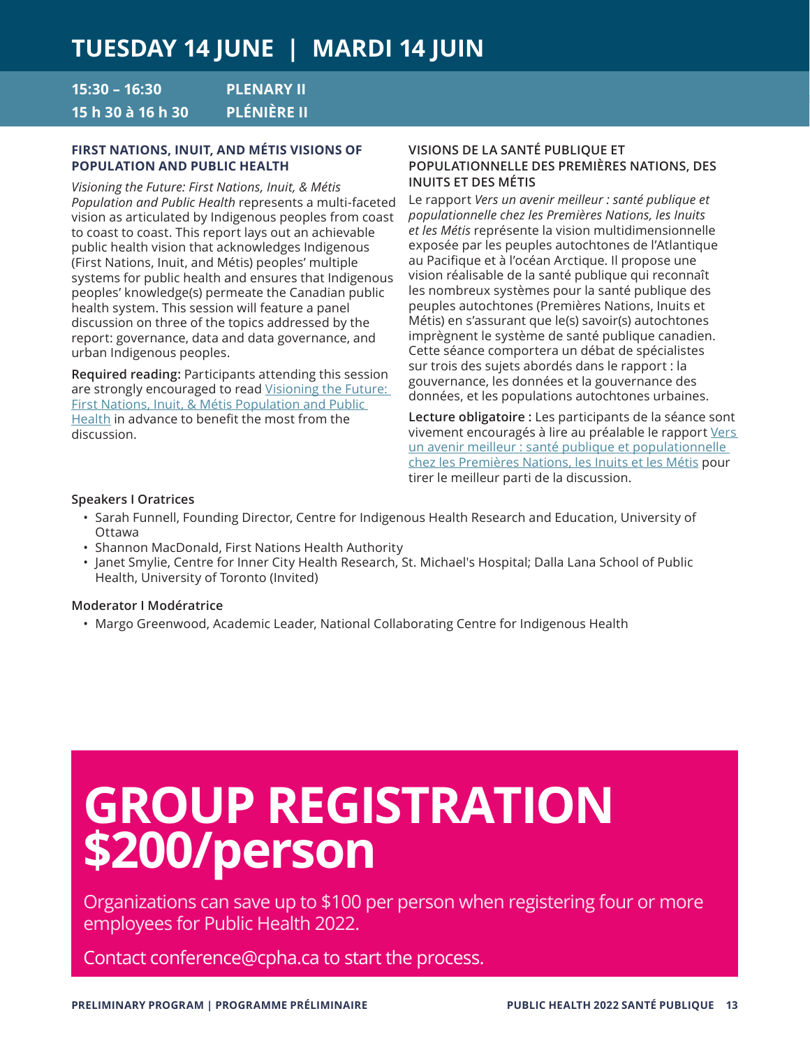# TUESDAY 14 JUNE | MARDI 14 JUIN

**15:30 – 16:30** **PLENARY II**
**15 h 30 à 16 h 30** **PLÉNIÈRE II**

### FIRST NATIONS, INUIT, AND MÉTIS VISIONS OF POPULATION AND PUBLIC HEALTH

*Visioning the Future: First Nations, Inuit, & Métis Population and Public Health* represents a multi-faceted vision as articulated by Indigenous peoples from coast to coast to coast. This report lays out an achievable public health vision that acknowledges Indigenous (First Nations, Inuit, and Métis) peoples' multiple systems for public health and ensures that Indigenous peoples' knowledge(s) permeate the Canadian public health system. This session will feature a panel discussion on three of the topics addressed by the report: governance, data and data governance, and urban Indigenous peoples.

**Required reading:** Participants attending this session are strongly encouraged to read Visioning the Future: First Nations, Inuit, & Métis Population and Public Health in advance to benefit the most from the discussion.

### VISIONS DE LA SANTÉ PUBLIQUE ET POPULATIONNELLE DES PREMIÈRES NATIONS, DES INUITS ET DES MÉTIS

Le rapport *Vers un avenir meilleur : santé publique et populationnelle chez les Premières Nations, les Inuits et les Métis* représente la vision multidimensionnelle exposée par les peuples autochtones de l'Atlantique au Pacifique et à l'océan Arctique. Il propose une vision réalisable de la santé publique qui reconnaît les nombreux systèmes pour la santé publique des peuples autochtones (Premières Nations, Inuits et Métis) en s'assurant que le(s) savoir(s) autochtones imprègnent le système de santé publique canadien. Cette séance comportera un débat de spécialistes sur trois des sujets abordés dans le rapport : la gouvernance, les données et la gouvernance des données, et les populations autochtones urbaines.

**Lecture obligatoire :** Les participants de la séance sont vivement encouragés à lire au préalable le rapport Vers un avenir meilleur : santé publique et populationnelle chez les Premières Nations, les Inuits et les Métis pour tirer le meilleur parti de la discussion.

**Speakers I Oratrices**

- Sarah Funnell, Founding Director, Centre for Indigenous Health Research and Education, University of Ottawa
- Shannon MacDonald, First Nations Health Authority
- Janet Smylie, Centre for Inner City Health Research, St. Michael's Hospital; Dalla Lana School of Public Health, University of Toronto (Invited)

**Moderator I Modératrice**

- Margo Greenwood, Academic Leader, National Collaborating Centre for Indigenous Health

# GROUP REGISTRATION $200/person

Organizations can save up to $100 per person when registering four or more employees for Public Health 2022.

Contact conference@cpha.ca to start the process.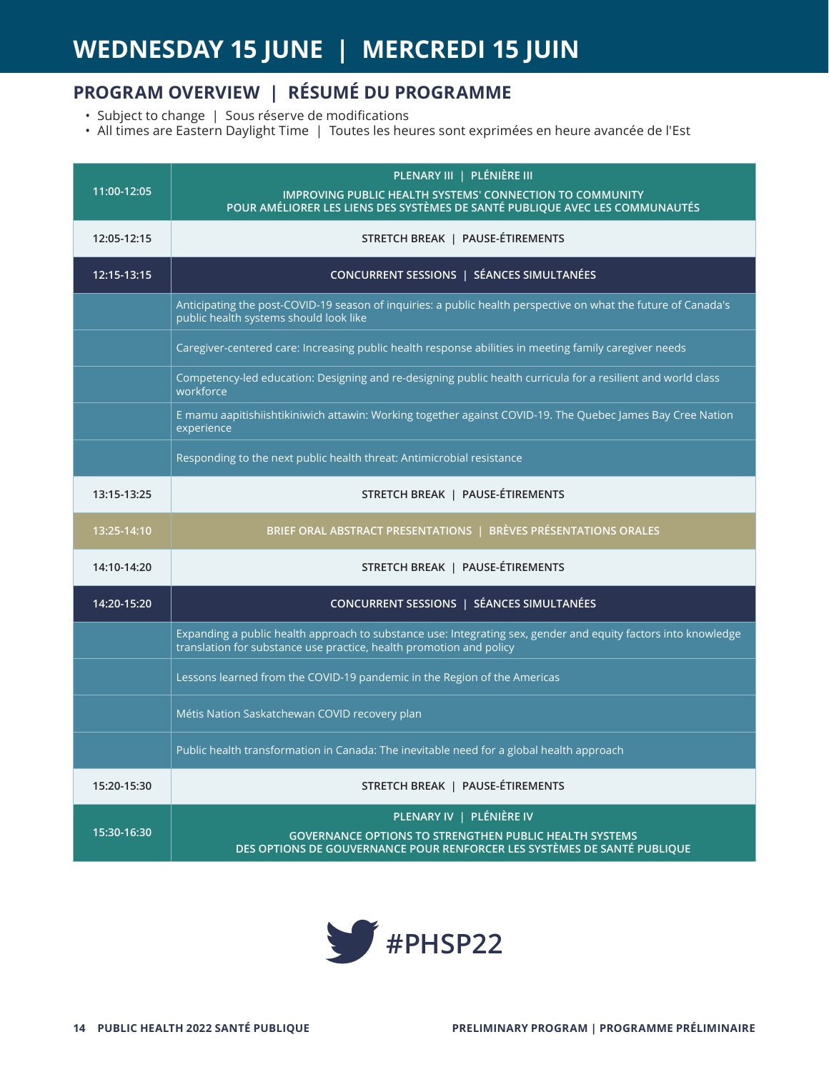# WEDNESDAY 15 JUNE | MERCREDI 15 JUIN

## PROGRAM OVERVIEW | RÉSUMÉ DU PROGRAMME

- Subject to change | Sous réserve de modifications
- All times are Eastern Daylight Time | Toutes les heures sont exprimées en heure avancée de l'Est

| Time | Session |
|---|---|
| 11:00-12:05 | **PLENARY III \| PLÉNIÈRE III**<br>**IMPROVING PUBLIC HEALTH SYSTEMS' CONNECTION TO COMMUNITY**<br>**POUR AMÉLIORER LES LIENS DES SYSTÈMES DE SANTÉ PUBLIQUE AVEC LES COMMUNAUTÉS** |
| 12:05-12:15 | **STRETCH BREAK \| PAUSE-ÉTIREMENTS** |
| 12:15-13:15 | **CONCURRENT SESSIONS \| SÉANCES SIMULTANÉES** |
| | Anticipating the post-COVID-19 season of inquiries: a public health perspective on what the future of Canada's public health systems should look like |
| | Caregiver-centered care: Increasing public health response abilities in meeting family caregiver needs |
| | Competency-led education: Designing and re-designing public health curricula for a resilient and world class workforce |
| | E mamu aapitishiishtikiniwich attawin: Working together against COVID-19. The Quebec James Bay Cree Nation experience |
| | Responding to the next public health threat: Antimicrobial resistance |
| 13:15-13:25 | **STRETCH BREAK \| PAUSE-ÉTIREMENTS** |
| 13:25-14:10 | **BRIEF ORAL ABSTRACT PRESENTATIONS \| BRÈVES PRÉSENTATIONS ORALES** |
| 14:10-14:20 | **STRETCH BREAK \| PAUSE-ÉTIREMENTS** |
| 14:20-15:20 | **CONCURRENT SESSIONS \| SÉANCES SIMULTANÉES** |
| | Expanding a public health approach to substance use: Integrating sex, gender and equity factors into knowledge translation for substance use practice, health promotion and policy |
| | Lessons learned from the COVID-19 pandemic in the Region of the Americas |
| | Métis Nation Saskatchewan COVID recovery plan |
| | Public health transformation in Canada: The inevitable need for a global health approach |
| 15:20-15:30 | **STRETCH BREAK \| PAUSE-ÉTIREMENTS** |
| 15:30-16:30 | **PLENARY IV \| PLÉNIÈRE IV**<br>**GOVERNANCE OPTIONS TO STRENGTHEN PUBLIC HEALTH SYSTEMS**<br>**DES OPTIONS DE GOUVERNANCE POUR RENFORCER LES SYSTÈMES DE SANTÉ PUBLIQUE** |

#PHSP22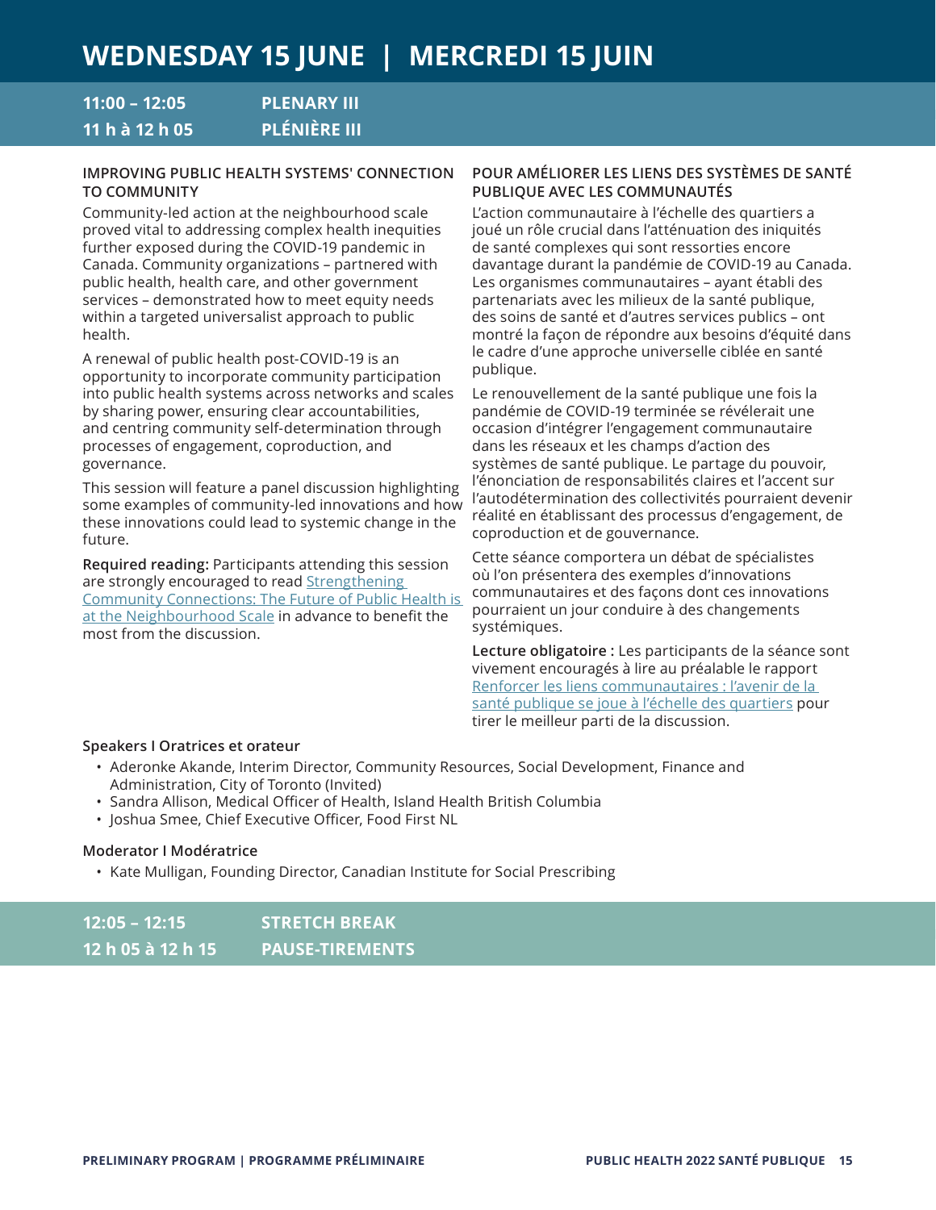# WEDNESDAY 15 JUNE | MERCREDI 15 JUIN

## 11:00 – 12:05 PLENARY III
## 11 h à 12 h 05 PLÉNIÈRE III

### IMPROVING PUBLIC HEALTH SYSTEMS' CONNECTION TO COMMUNITY

Community-led action at the neighbourhood scale proved vital to addressing complex health inequities further exposed during the COVID-19 pandemic in Canada. Community organizations – partnered with public health, health care, and other government services – demonstrated how to meet equity needs within a targeted universalist approach to public health.

A renewal of public health post-COVID-19 is an opportunity to incorporate community participation into public health systems across networks and scales by sharing power, ensuring clear accountabilities, and centring community self-determination through processes of engagement, coproduction, and governance.

This session will feature a panel discussion highlighting some examples of community-led innovations and how these innovations could lead to systemic change in the future.

**Required reading:** Participants attending this session are strongly encouraged to read Strengthening Community Connections: The Future of Public Health is at the Neighbourhood Scale in advance to benefit the most from the discussion.

### POUR AMÉLIORER LES LIENS DES SYSTÈMES DE SANTÉ PUBLIQUE AVEC LES COMMUNAUTÉS

L'action communautaire à l'échelle des quartiers a joué un rôle crucial dans l'atténuation des iniquités de santé complexes qui sont ressorties encore davantage durant la pandémie de COVID-19 au Canada. Les organismes communautaires – ayant établi des partenariats avec les milieux de la santé publique, des soins de santé et d'autres services publics – ont montré la façon de répondre aux besoins d'équité dans le cadre d'une approche universelle ciblée en santé publique.

Le renouvellement de la santé publique une fois la pandémie de COVID-19 terminée se révélerait une occasion d'intégrer l'engagement communautaire dans les réseaux et les champs d'action des systèmes de santé publique. Le partage du pouvoir, l'énonciation de responsabilités claires et l'accent sur l'autodétermination des collectivités pourraient devenir réalité en établissant des processus d'engagement, de coproduction et de gouvernance.

Cette séance comportera un débat de spécialistes où l'on présentera des exemples d'innovations communautaires et des façons dont ces innovations pourraient un jour conduire à des changements systémiques.

**Lecture obligatoire :** Les participants de la séance sont vivement encouragés à lire au préalable le rapport Renforcer les liens communautaires : l'avenir de la santé publique se joue à l'échelle des quartiers pour tirer le meilleur parti de la discussion.

**Speakers I Oratrices et orateur**

- Aderonke Akande, Interim Director, Community Resources, Social Development, Finance and Administration, City of Toronto (Invited)
- Sandra Allison, Medical Officer of Health, Island Health British Columbia
- Joshua Smee, Chief Executive Officer, Food First NL

**Moderator I Modératrice**

- Kate Mulligan, Founding Director, Canadian Institute for Social Prescribing

## 12:05 – 12:15 STRETCH BREAK
## 12 h 05 à 12 h 15 PAUSE-TIREMENTS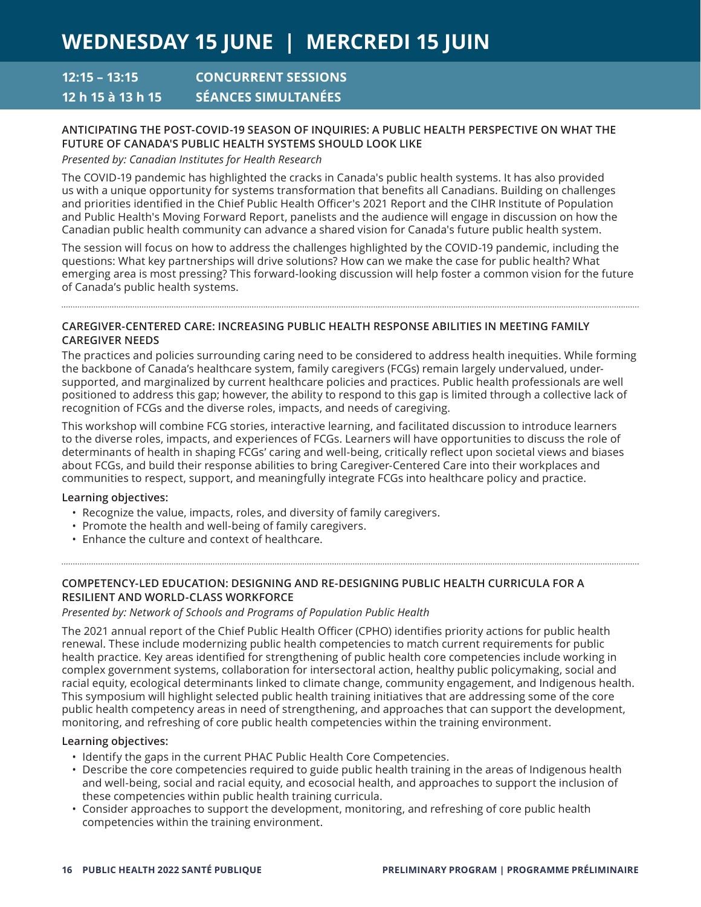# WEDNESDAY 15 JUNE | MERCREDI 15 JUIN

## 12:15 – 13:15 CONCURRENT SESSIONS
## 12 h 15 à 13 h 15 SÉANCES SIMULTANÉES

### ANTICIPATING THE POST-COVID-19 SEASON OF INQUIRIES: A PUBLIC HEALTH PERSPECTIVE ON WHAT THE FUTURE OF CANADA'S PUBLIC HEALTH SYSTEMS SHOULD LOOK LIKE

*Presented by: Canadian Institutes for Health Research*

The COVID-19 pandemic has highlighted the cracks in Canada's public health systems. It has also provided us with a unique opportunity for systems transformation that benefits all Canadians. Building on challenges and priorities identified in the Chief Public Health Officer's 2021 Report and the CIHR Institute of Population and Public Health's Moving Forward Report, panelists and the audience will engage in discussion on how the Canadian public health community can advance a shared vision for Canada's future public health system.

The session will focus on how to address the challenges highlighted by the COVID-19 pandemic, including the questions: What key partnerships will drive solutions? How can we make the case for public health? What emerging area is most pressing? This forward-looking discussion will help foster a common vision for the future of Canada's public health systems.

---

### CAREGIVER-CENTERED CARE: INCREASING PUBLIC HEALTH RESPONSE ABILITIES IN MEETING FAMILY CAREGIVER NEEDS

The practices and policies surrounding caring need to be considered to address health inequities. While forming the backbone of Canada's healthcare system, family caregivers (FCGs) remain largely undervalued, under-supported, and marginalized by current healthcare policies and practices. Public health professionals are well positioned to address this gap; however, the ability to respond to this gap is limited through a collective lack of recognition of FCGs and the diverse roles, impacts, and needs of caregiving.

This workshop will combine FCG stories, interactive learning, and facilitated discussion to introduce learners to the diverse roles, impacts, and experiences of FCGs. Learners will have opportunities to discuss the role of determinants of health in shaping FCGs' caring and well-being, critically reflect upon societal views and biases about FCGs, and build their response abilities to bring Caregiver-Centered Care into their workplaces and communities to respect, support, and meaningfully integrate FCGs into healthcare policy and practice.

**Learning objectives:**

- Recognize the value, impacts, roles, and diversity of family caregivers.
- Promote the health and well-being of family caregivers.
- Enhance the culture and context of healthcare.

---

### COMPETENCY-LED EDUCATION: DESIGNING AND RE-DESIGNING PUBLIC HEALTH CURRICULA FOR A RESILIENT AND WORLD-CLASS WORKFORCE

*Presented by: Network of Schools and Programs of Population Public Health*

The 2021 annual report of the Chief Public Health Officer (CPHO) identifies priority actions for public health renewal. These include modernizing public health competencies to match current requirements for public health practice. Key areas identified for strengthening of public health core competencies include working in complex government systems, collaboration for intersectoral action, healthy public policymaking, social and racial equity, ecological determinants linked to climate change, community engagement, and Indigenous health. This symposium will highlight selected public health training initiatives that are addressing some of the core public health competency areas in need of strengthening, and approaches that can support the development, monitoring, and refreshing of core public health competencies within the training environment.

**Learning objectives:**

- Identify the gaps in the current PHAC Public Health Core Competencies.
- Describe the core competencies required to guide public health training in the areas of Indigenous health and well-being, social and racial equity, and ecosocial health, and approaches to support the inclusion of these competencies within public health training curricula.
- Consider approaches to support the development, monitoring, and refreshing of core public health competencies within the training environment.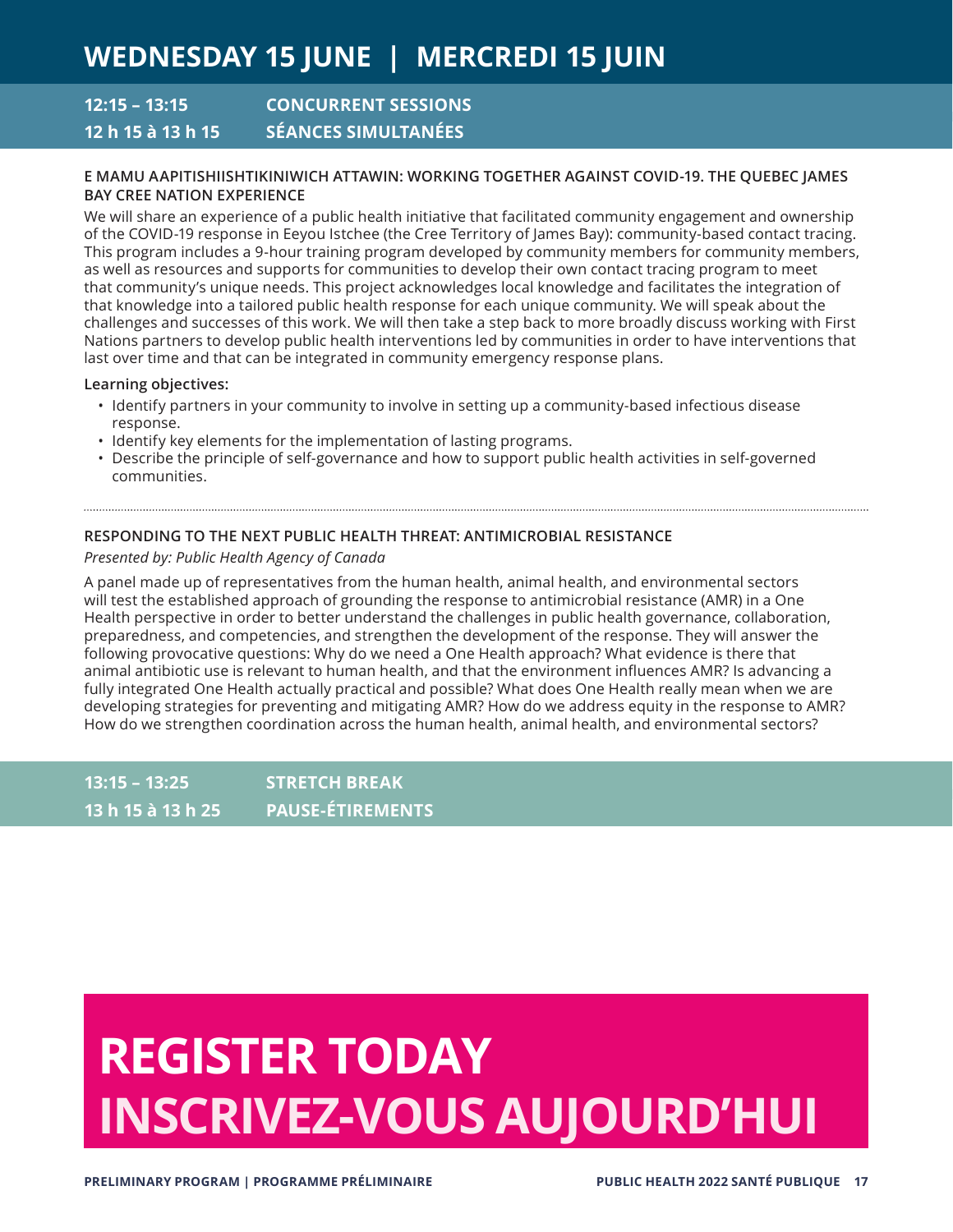# WEDNESDAY 15 JUNE | MERCREDI 15 JUIN

## 12:15 – 13:15 CONCURRENT SESSIONS
## 12 h 15 à 13 h 15 SÉANCES SIMULTANÉES

### E MAMU AAPITISHIISHTIKINIWICH ATTAWIN: WORKING TOGETHER AGAINST COVID-19. THE QUEBEC JAMES BAY CREE NATION EXPERIENCE

We will share an experience of a public health initiative that facilitated community engagement and ownership of the COVID-19 response in Eeyou Istchee (the Cree Territory of James Bay): community-based contact tracing. This program includes a 9-hour training program developed by community members for community members, as well as resources and supports for communities to develop their own contact tracing program to meet that community's unique needs. This project acknowledges local knowledge and facilitates the integration of that knowledge into a tailored public health response for each unique community. We will speak about the challenges and successes of this work. We will then take a step back to more broadly discuss working with First Nations partners to develop public health interventions led by communities in order to have interventions that last over time and that can be integrated in community emergency response plans.

**Learning objectives:**

- Identify partners in your community to involve in setting up a community-based infectious disease response.
- Identify key elements for the implementation of lasting programs.
- Describe the principle of self-governance and how to support public health activities in self-governed communities.

---

### RESPONDING TO THE NEXT PUBLIC HEALTH THREAT: ANTIMICROBIAL RESISTANCE

*Presented by: Public Health Agency of Canada*

A panel made up of representatives from the human health, animal health, and environmental sectors will test the established approach of grounding the response to antimicrobial resistance (AMR) in a One Health perspective in order to better understand the challenges in public health governance, collaboration, preparedness, and competencies, and strengthen the development of the response. They will answer the following provocative questions: Why do we need a One Health approach? What evidence is there that animal antibiotic use is relevant to human health, and that the environment influences AMR? Is advancing a fully integrated One Health actually practical and possible? What does One Health really mean when we are developing strategies for preventing and mitigating AMR? How do we address equity in the response to AMR? How do we strengthen coordination across the human health, animal health, and environmental sectors?

## 13:15 – 13:25 STRETCH BREAK
## 13 h 15 à 13 h 25 PAUSE-ÉTIREMENTS

# REGISTER TODAY
# INSCRIVEZ-VOUS AUJOURD'HUI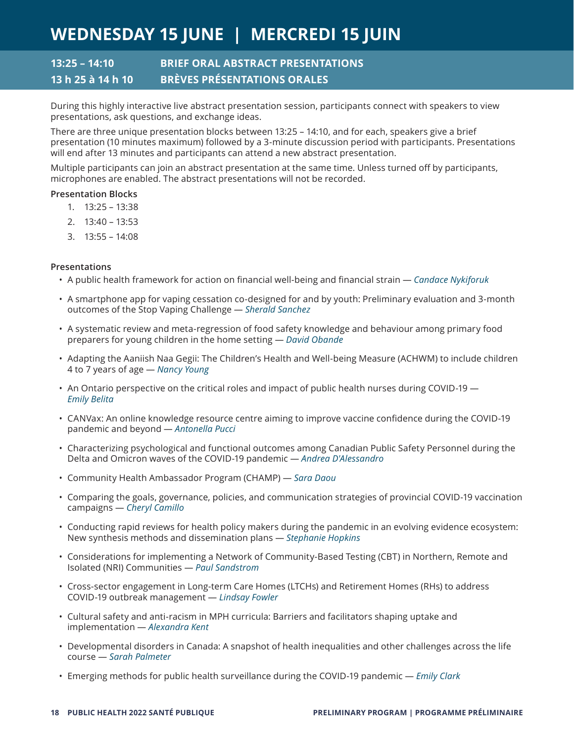# WEDNESDAY 15 JUNE | MERCREDI 15 JUIN

## 13:25 – 14:10 BRIEF ORAL ABSTRACT PRESENTATIONS
## 13 h 25 à 14 h 10 BRÈVES PRÉSENTATIONS ORALES

During this highly interactive live abstract presentation session, participants connect with speakers to view presentations, ask questions, and exchange ideas.

There are three unique presentation blocks between 13:25 – 14:10, and for each, speakers give a brief presentation (10 minutes maximum) followed by a 3-minute discussion period with participants. Presentations will end after 13 minutes and participants can attend a new abstract presentation.

Multiple participants can join an abstract presentation at the same time. Unless turned off by participants, microphones are enabled. The abstract presentations will not be recorded.

**Presentation Blocks**

1. 13:25 – 13:38
2. 13:40 – 13:53
3. 13:55 – 14:08

**Presentations**

- A public health framework for action on financial well-being and financial strain — *Candace Nykiforuk*
- A smartphone app for vaping cessation co-designed for and by youth: Preliminary evaluation and 3-month outcomes of the Stop Vaping Challenge — *Sherald Sanchez*
- A systematic review and meta-regression of food safety knowledge and behaviour among primary food preparers for young children in the home setting — *David Obande*
- Adapting the Aaniish Naa Gegii: The Children's Health and Well-being Measure (ACHWM) to include children 4 to 7 years of age — *Nancy Young*
- An Ontario perspective on the critical roles and impact of public health nurses during COVID-19 — *Emily Belita*
- CANVax: An online knowledge resource centre aiming to improve vaccine confidence during the COVID-19 pandemic and beyond — *Antonella Pucci*
- Characterizing psychological and functional outcomes among Canadian Public Safety Personnel during the Delta and Omicron waves of the COVID-19 pandemic — *Andrea D'Alessandro*
- Community Health Ambassador Program (CHAMP) — *Sara Daou*
- Comparing the goals, governance, policies, and communication strategies of provincial COVID-19 vaccination campaigns — *Cheryl Camillo*
- Conducting rapid reviews for health policy makers during the pandemic in an evolving evidence ecosystem: New synthesis methods and dissemination plans — *Stephanie Hopkins*
- Considerations for implementing a Network of Community-Based Testing (CBT) in Northern, Remote and Isolated (NRI) Communities — *Paul Sandstrom*
- Cross-sector engagement in Long-term Care Homes (LTCHs) and Retirement Homes (RHs) to address COVID-19 outbreak management — *Lindsay Fowler*
- Cultural safety and anti-racism in MPH curricula: Barriers and facilitators shaping uptake and implementation — *Alexandra Kent*
- Developmental disorders in Canada: A snapshot of health inequalities and other challenges across the life course — *Sarah Palmeter*
- Emerging methods for public health surveillance during the COVID-19 pandemic — *Emily Clark*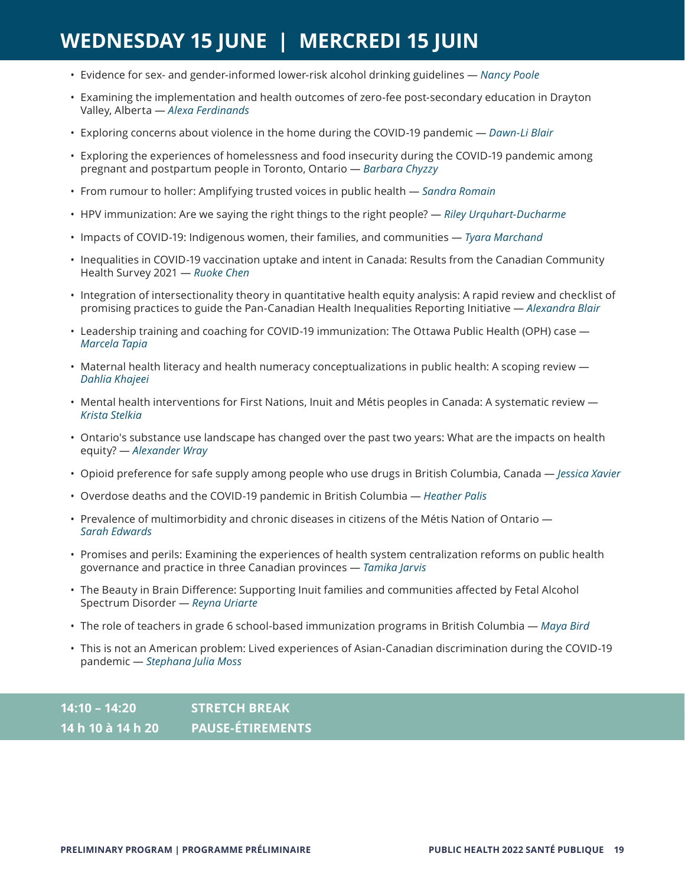# WEDNESDAY 15 JUNE | MERCREDI 15 JUIN

- Evidence for sex- and gender-informed lower-risk alcohol drinking guidelines — *Nancy Poole*
- Examining the implementation and health outcomes of zero-fee post-secondary education in Drayton Valley, Alberta — *Alexa Ferdinands*
- Exploring concerns about violence in the home during the COVID-19 pandemic — *Dawn-Li Blair*
- Exploring the experiences of homelessness and food insecurity during the COVID-19 pandemic among pregnant and postpartum people in Toronto, Ontario — *Barbara Chyzzy*
- From rumour to holler: Amplifying trusted voices in public health — *Sandra Romain*
- HPV immunization: Are we saying the right things to the right people? — *Riley Urquhart-Ducharme*
- Impacts of COVID-19: Indigenous women, their families, and communities — *Tyara Marchand*
- Inequalities in COVID-19 vaccination uptake and intent in Canada: Results from the Canadian Community Health Survey 2021 — *Ruoke Chen*
- Integration of intersectionality theory in quantitative health equity analysis: A rapid review and checklist of promising practices to guide the Pan-Canadian Health Inequalities Reporting Initiative — *Alexandra Blair*
- Leadership training and coaching for COVID-19 immunization: The Ottawa Public Health (OPH) case — *Marcela Tapia*
- Maternal health literacy and health numeracy conceptualizations in public health: A scoping review — *Dahlia Khajeei*
- Mental health interventions for First Nations, Inuit and Métis peoples in Canada: A systematic review — *Krista Stelkia*
- Ontario's substance use landscape has changed over the past two years: What are the impacts on health equity? — *Alexander Wray*
- Opioid preference for safe supply among people who use drugs in British Columbia, Canada — *Jessica Xavier*
- Overdose deaths and the COVID-19 pandemic in British Columbia — *Heather Palis*
- Prevalence of multimorbidity and chronic diseases in citizens of the Métis Nation of Ontario — *Sarah Edwards*
- Promises and perils: Examining the experiences of health system centralization reforms on public health governance and practice in three Canadian provinces — *Tamika Jarvis*
- The Beauty in Brain Difference: Supporting Inuit families and communities affected by Fetal Alcohol Spectrum Disorder — *Reyna Uriarte*
- The role of teachers in grade 6 school-based immunization programs in British Columbia — *Maya Bird*
- This is not an American problem: Lived experiences of Asian-Canadian discrimination during the COVID-19 pandemic — *Stephana Julia Moss*

| **14:10 – 14:20** | **STRETCH BREAK** |
|---|---|
| **14 h 10 à 14 h 20** | **PAUSE-ÉTIREMENTS** |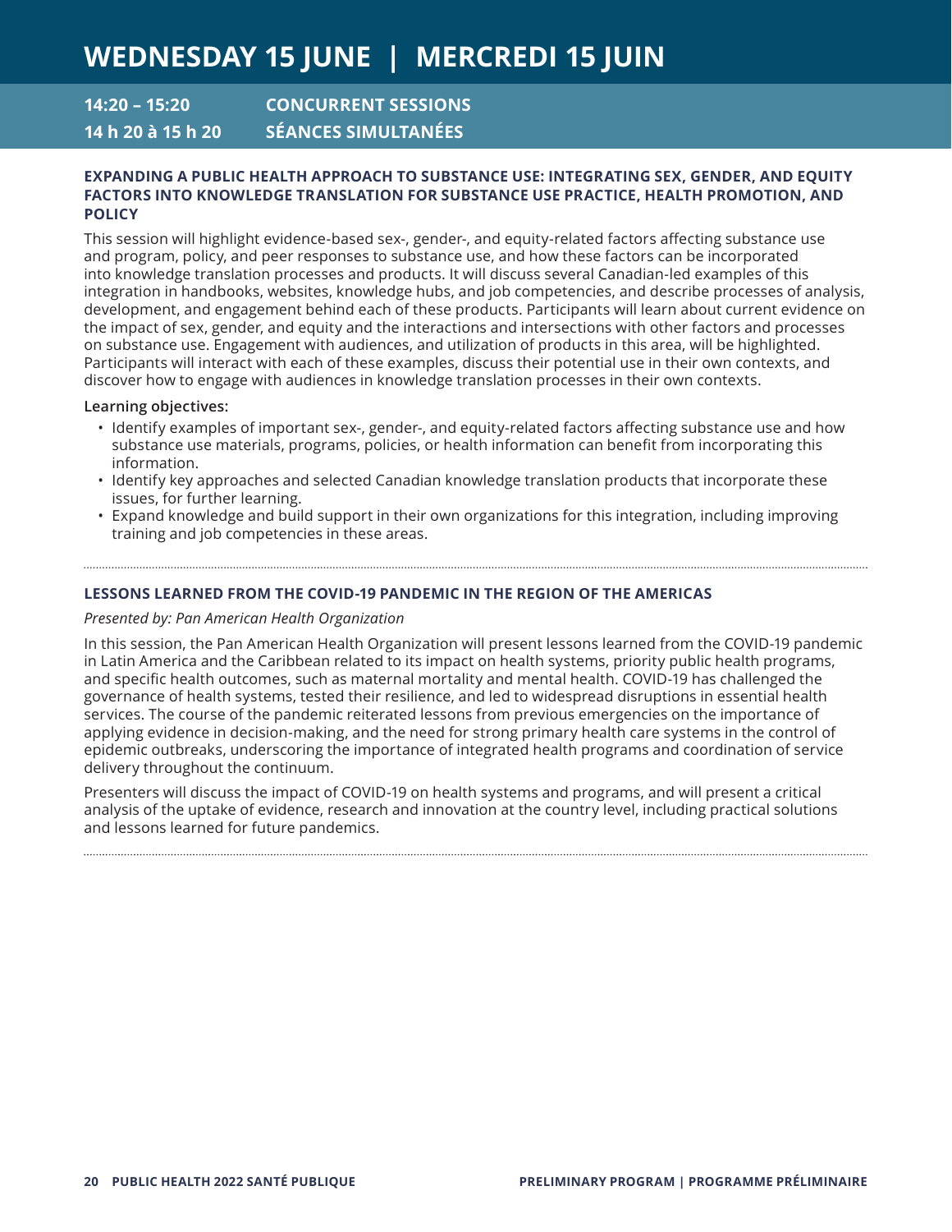# WEDNESDAY 15 JUNE | MERCREDI 15 JUIN

## 14:20 – 15:20 CONCURRENT SESSIONS
## 14 h 20 à 15 h 20 SÉANCES SIMULTANÉES

### EXPANDING A PUBLIC HEALTH APPROACH TO SUBSTANCE USE: INTEGRATING SEX, GENDER, AND EQUITY FACTORS INTO KNOWLEDGE TRANSLATION FOR SUBSTANCE USE PRACTICE, HEALTH PROMOTION, AND POLICY

This session will highlight evidence-based sex-, gender-, and equity-related factors affecting substance use and program, policy, and peer responses to substance use, and how these factors can be incorporated into knowledge translation processes and products. It will discuss several Canadian-led examples of this integration in handbooks, websites, knowledge hubs, and job competencies, and describe processes of analysis, development, and engagement behind each of these products. Participants will learn about current evidence on the impact of sex, gender, and equity and the interactions and intersections with other factors and processes on substance use. Engagement with audiences, and utilization of products in this area, will be highlighted. Participants will interact with each of these examples, discuss their potential use in their own contexts, and discover how to engage with audiences in knowledge translation processes in their own contexts.

**Learning objectives:**

- Identify examples of important sex-, gender-, and equity-related factors affecting substance use and how substance use materials, programs, policies, or health information can benefit from incorporating this information.
- Identify key approaches and selected Canadian knowledge translation products that incorporate these issues, for further learning.
- Expand knowledge and build support in their own organizations for this integration, including improving training and job competencies in these areas.

---

### LESSONS LEARNED FROM THE COVID-19 PANDEMIC IN THE REGION OF THE AMERICAS

*Presented by: Pan American Health Organization*

In this session, the Pan American Health Organization will present lessons learned from the COVID-19 pandemic in Latin America and the Caribbean related to its impact on health systems, priority public health programs, and specific health outcomes, such as maternal mortality and mental health. COVID-19 has challenged the governance of health systems, tested their resilience, and led to widespread disruptions in essential health services. The course of the pandemic reiterated lessons from previous emergencies on the importance of applying evidence in decision-making, and the need for strong primary health care systems in the control of epidemic outbreaks, underscoring the importance of integrated health programs and coordination of service delivery throughout the continuum.

Presenters will discuss the impact of COVID-19 on health systems and programs, and will present a critical analysis of the uptake of evidence, research and innovation at the country level, including practical solutions and lessons learned for future pandemics.

---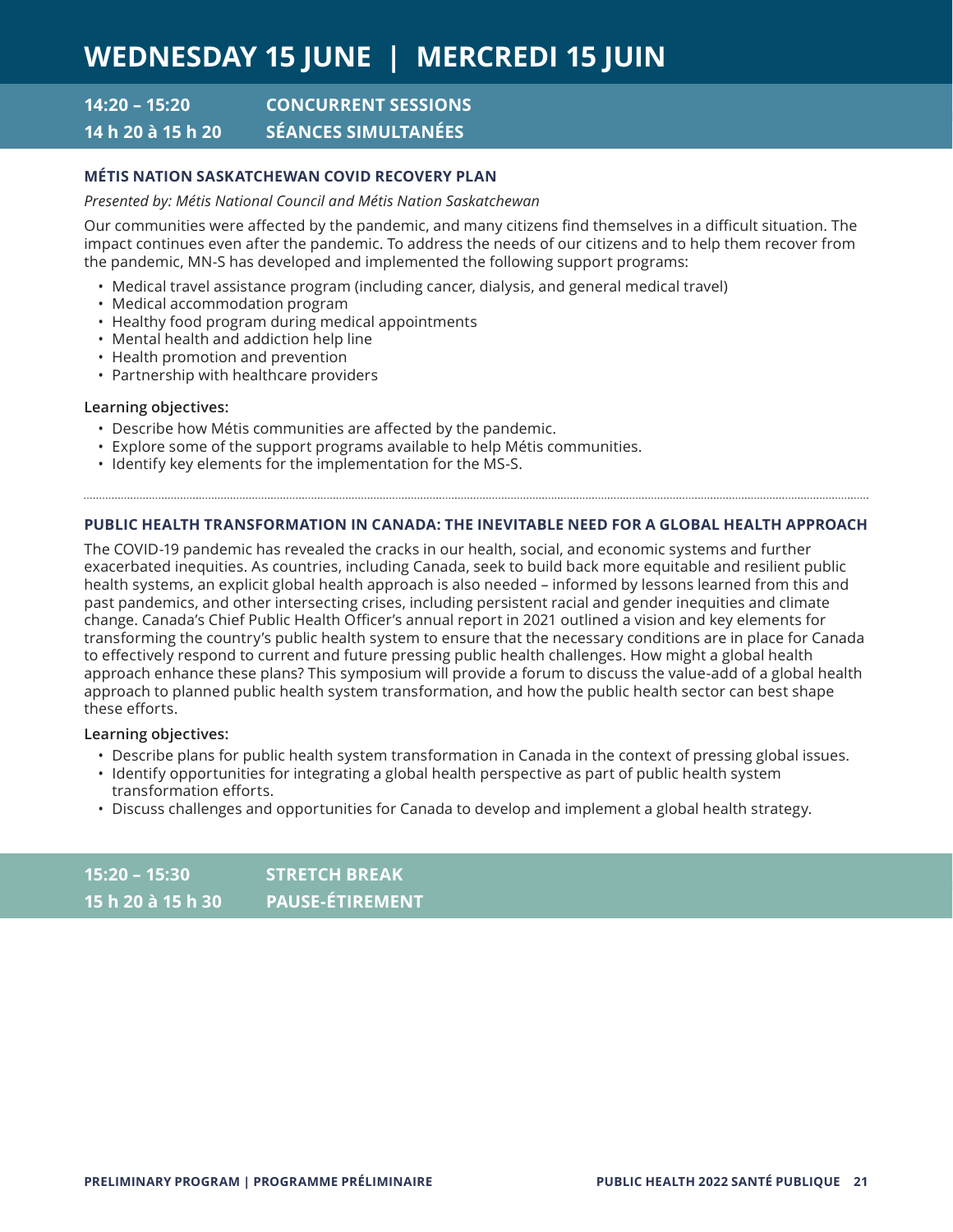# WEDNESDAY 15 JUNE | MERCREDI 15 JUIN

## 14:20 – 15:20 CONCURRENT SESSIONS
## 14 h 20 à 15 h 20 SÉANCES SIMULTANÉES

### MÉTIS NATION SASKATCHEWAN COVID RECOVERY PLAN

*Presented by: Métis National Council and Métis Nation Saskatchewan*

Our communities were affected by the pandemic, and many citizens find themselves in a difficult situation. The impact continues even after the pandemic. To address the needs of our citizens and to help them recover from the pandemic, MN-S has developed and implemented the following support programs:

- Medical travel assistance program (including cancer, dialysis, and general medical travel)
- Medical accommodation program
- Healthy food program during medical appointments
- Mental health and addiction help line
- Health promotion and prevention
- Partnership with healthcare providers

**Learning objectives:**

- Describe how Métis communities are affected by the pandemic.
- Explore some of the support programs available to help Métis communities.
- Identify key elements for the implementation for the MS-S.

---

### PUBLIC HEALTH TRANSFORMATION IN CANADA: THE INEVITABLE NEED FOR A GLOBAL HEALTH APPROACH

The COVID-19 pandemic has revealed the cracks in our health, social, and economic systems and further exacerbated inequities. As countries, including Canada, seek to build back more equitable and resilient public health systems, an explicit global health approach is also needed – informed by lessons learned from this and past pandemics, and other intersecting crises, including persistent racial and gender inequities and climate change. Canada's Chief Public Health Officer's annual report in 2021 outlined a vision and key elements for transforming the country's public health system to ensure that the necessary conditions are in place for Canada to effectively respond to current and future pressing public health challenges. How might a global health approach enhance these plans? This symposium will provide a forum to discuss the value-add of a global health approach to planned public health system transformation, and how the public health sector can best shape these efforts.

**Learning objectives:**

- Describe plans for public health system transformation in Canada in the context of pressing global issues.
- Identify opportunities for integrating a global health perspective as part of public health system transformation efforts.
- Discuss challenges and opportunities for Canada to develop and implement a global health strategy.

## 15:20 – 15:30 STRETCH BREAK
## 15 h 20 à 15 h 30 PAUSE-ÉTIREMENT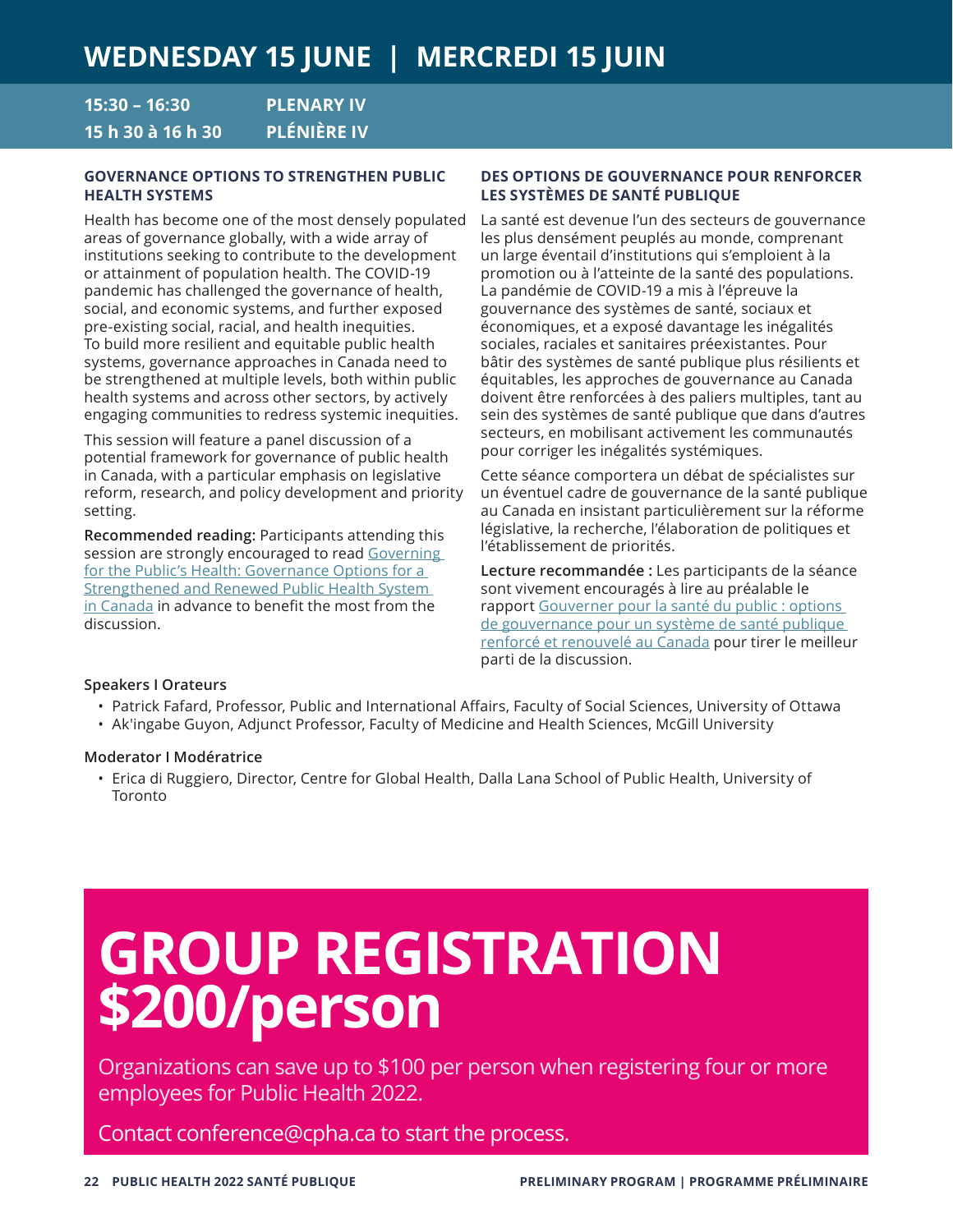# WEDNESDAY 15 JUNE | MERCREDI 15 JUIN

## 15:30 – 16:30 PLENARY IV
## 15 h 30 à 16 h 30 PLÉNIÈRE IV

### GOVERNANCE OPTIONS TO STRENGTHEN PUBLIC HEALTH SYSTEMS

Health has become one of the most densely populated areas of governance globally, with a wide array of institutions seeking to contribute to the development or attainment of population health. The COVID-19 pandemic has challenged the governance of health, social, and economic systems, and further exposed pre-existing social, racial, and health inequities. To build more resilient and equitable public health systems, governance approaches in Canada need to be strengthened at multiple levels, both within public health systems and across other sectors, by actively engaging communities to redress systemic inequities.

This session will feature a panel discussion of a potential framework for governance of public health in Canada, with a particular emphasis on legislative reform, research, and policy development and priority setting.

**Recommended reading:** Participants attending this session are strongly encouraged to read Governing for the Public's Health: Governance Options for a Strengthened and Renewed Public Health System in Canada in advance to benefit the most from the discussion.

### DES OPTIONS DE GOUVERNANCE POUR RENFORCER LES SYSTÈMES DE SANTÉ PUBLIQUE

La santé est devenue l'un des secteurs de gouvernance les plus densément peuplés au monde, comprenant un large éventail d'institutions qui s'emploient à la promotion ou à l'atteinte de la santé des populations. La pandémie de COVID-19 a mis à l'épreuve la gouvernance des systèmes de santé, sociaux et économiques, et a exposé davantage les inégalités sociales, raciales et sanitaires préexistantes. Pour bâtir des systèmes de santé publique plus résilients et équitables, les approches de gouvernance au Canada doivent être renforcées à des paliers multiples, tant au sein des systèmes de santé publique que dans d'autres secteurs, en mobilisant activement les communautés pour corriger les inégalités systémiques.

Cette séance comportera un débat de spécialistes sur un éventuel cadre de gouvernance de la santé publique au Canada en insistant particulièrement sur la réforme législative, la recherche, l'élaboration de politiques et l'établissement de priorités.

**Lecture recommandée :** Les participants de la séance sont vivement encouragés à lire au préalable le rapport Gouverner pour la santé du public : options de gouvernance pour un système de santé publique renforcé et renouvelé au Canada pour tirer le meilleur parti de la discussion.

**Speakers I Orateurs**

- Patrick Fafard, Professor, Public and International Affairs, Faculty of Social Sciences, University of Ottawa
- Ak'ingabe Guyon, Adjunct Professor, Faculty of Medicine and Health Sciences, McGill University

**Moderator I Modératrice**

- Erica di Ruggiero, Director, Centre for Global Health, Dalla Lana School of Public Health, University of Toronto

# GROUP REGISTRATION $200/person

Organizations can save up to $100 per person when registering four or more employees for Public Health 2022.

Contact conference@cpha.ca to start the process.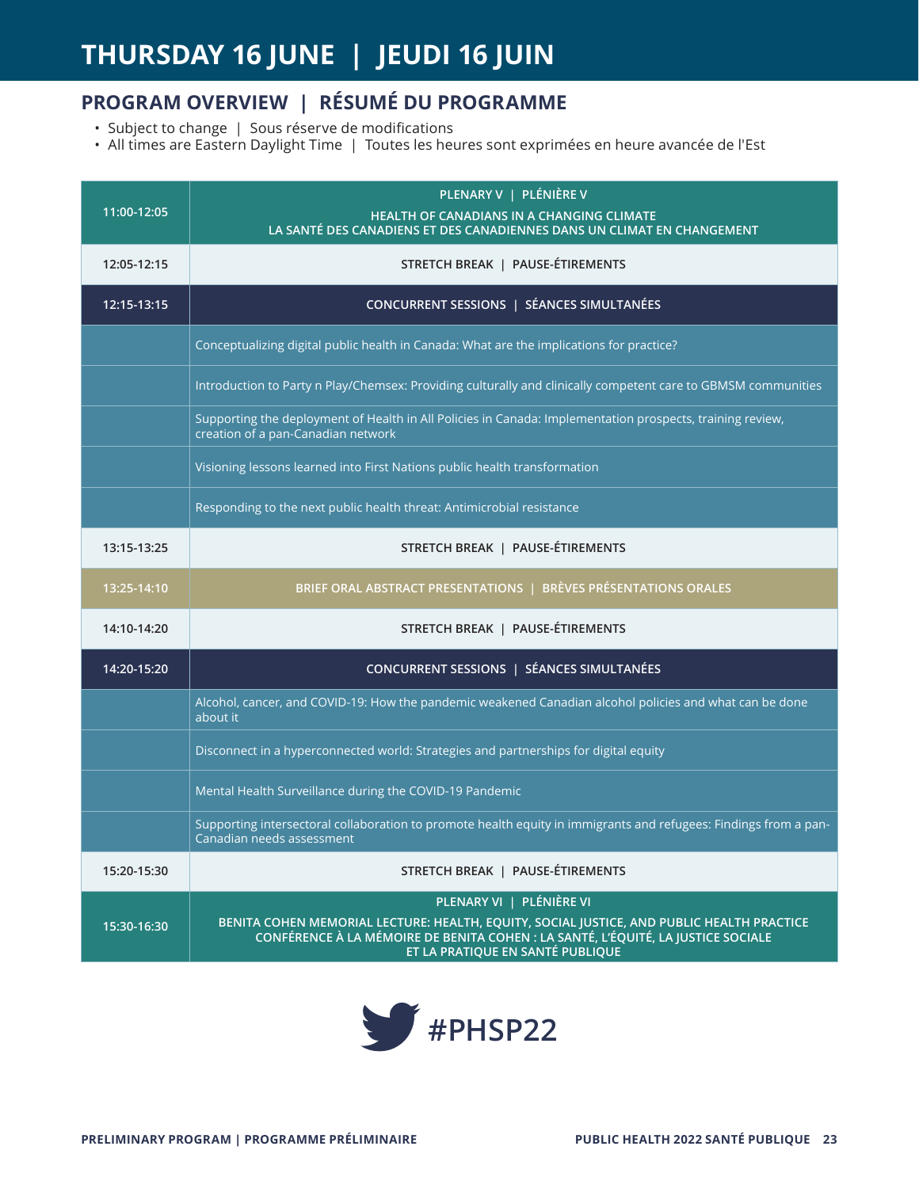# THURSDAY 16 JUNE | JEUDI 16 JUIN

## PROGRAM OVERVIEW | RÉSUMÉ DU PROGRAMME

- Subject to change | Sous réserve de modifications
- All times are Eastern Daylight Time | Toutes les heures sont exprimées en heure avancée de l'Est

| Time | Session |
|---|---|
| 11:00-12:05 | **PLENARY V \| PLÉNIÈRE V**<br>**HEALTH OF CANADIANS IN A CHANGING CLIMATE**<br>**LA SANTÉ DES CANADIENS ET DES CANADIENNES DANS UN CLIMAT EN CHANGEMENT** |
| 12:05-12:15 | **STRETCH BREAK \| PAUSE-ÉTIREMENTS** |
| 12:15-13:15 | **CONCURRENT SESSIONS \| SÉANCES SIMULTANÉES** |
| | Conceptualizing digital public health in Canada: What are the implications for practice? |
| | Introduction to Party n Play/Chemsex: Providing culturally and clinically competent care to GBMSM communities |
| | Supporting the deployment of Health in All Policies in Canada: Implementation prospects, training review, creation of a pan-Canadian network |
| | Visioning lessons learned into First Nations public health transformation |
| | Responding to the next public health threat: Antimicrobial resistance |
| 13:15-13:25 | **STRETCH BREAK \| PAUSE-ÉTIREMENTS** |
| 13:25-14:10 | **BRIEF ORAL ABSTRACT PRESENTATIONS \| BRÈVES PRÉSENTATIONS ORALES** |
| 14:10-14:20 | **STRETCH BREAK \| PAUSE-ÉTIREMENTS** |
| 14:20-15:20 | **CONCURRENT SESSIONS \| SÉANCES SIMULTANÉES** |
| | Alcohol, cancer, and COVID-19: How the pandemic weakened Canadian alcohol policies and what can be done about it |
| | Disconnect in a hyperconnected world: Strategies and partnerships for digital equity |
| | Mental Health Surveillance during the COVID-19 Pandemic |
| | Supporting intersectoral collaboration to promote health equity in immigrants and refugees: Findings from a pan-Canadian needs assessment |
| 15:20-15:30 | **STRETCH BREAK \| PAUSE-ÉTIREMENTS** |
| 15:30-16:30 | **PLENARY VI \| PLÉNIÈRE VI**<br>**BENITA COHEN MEMORIAL LECTURE: HEALTH, EQUITY, SOCIAL JUSTICE, AND PUBLIC HEALTH PRACTICE**<br>**CONFÉRENCE À LA MÉMOIRE DE BENITA COHEN : LA SANTÉ, L'ÉQUITÉ, LA JUSTICE SOCIALE ET LA PRATIQUE EN SANTÉ PUBLIQUE** |

#PHSP22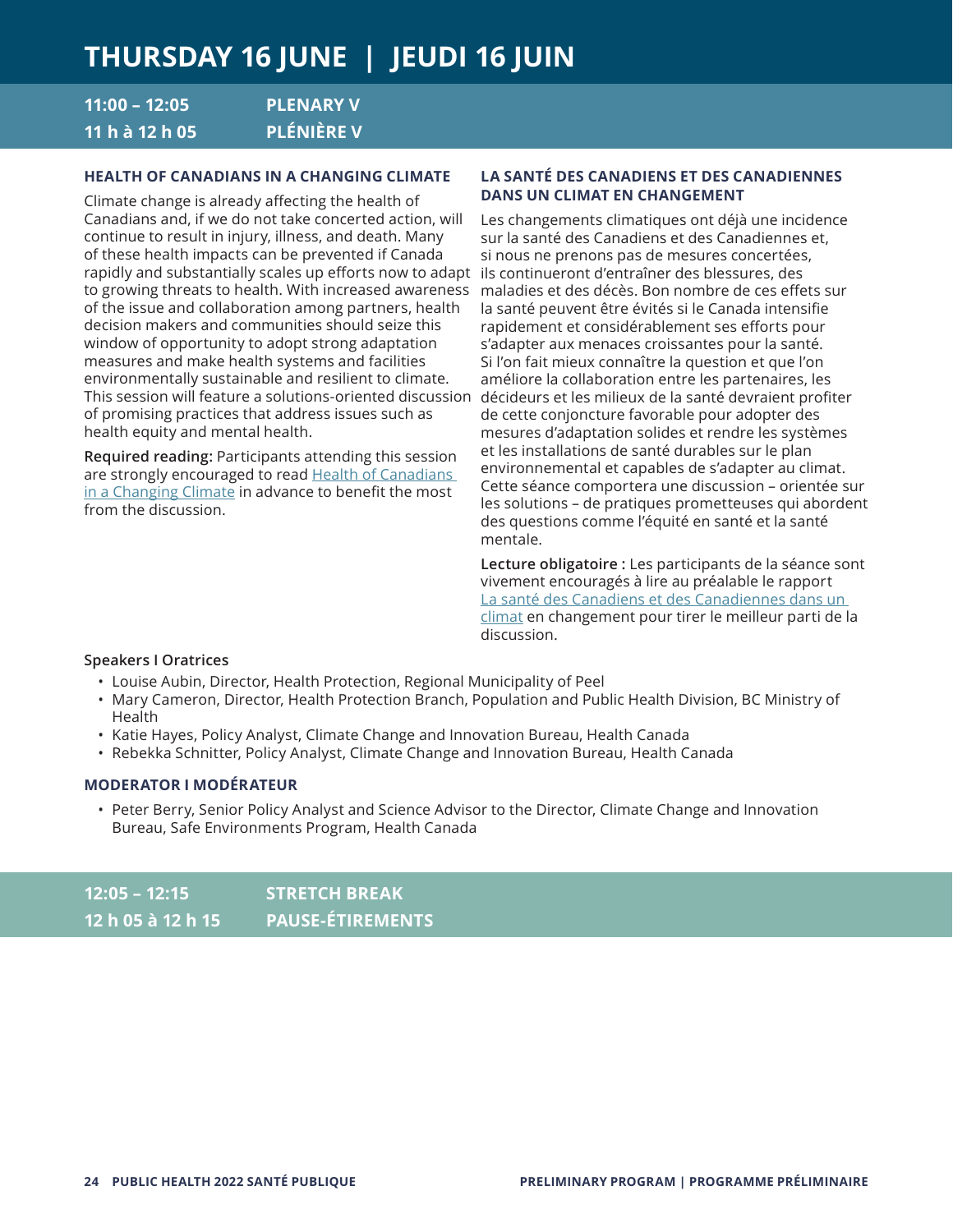# THURSDAY 16 JUNE | JEUDI 16 JUIN

## 11:00 – 12:05 PLENARY V
## 11 h à 12 h 05 PLÉNIÈRE V

### HEALTH OF CANADIANS IN A CHANGING CLIMATE

Climate change is already affecting the health of Canadians and, if we do not take concerted action, will continue to result in injury, illness, and death. Many of these health impacts can be prevented if Canada rapidly and substantially scales up efforts now to adapt to growing threats to health. With increased awareness of the issue and collaboration among partners, health decision makers and communities should seize this window of opportunity to adopt strong adaptation measures and make health systems and facilities environmentally sustainable and resilient to climate. This session will feature a solutions-oriented discussion of promising practices that address issues such as health equity and mental health.

**Required reading:** Participants attending this session are strongly encouraged to read Health of Canadians in a Changing Climate in advance to benefit the most from the discussion.

### LA SANTÉ DES CANADIENS ET DES CANADIENNES DANS UN CLIMAT EN CHANGEMENT

Les changements climatiques ont déjà une incidence sur la santé des Canadiens et des Canadiennes et, si nous ne prenons pas de mesures concertées, ils continueront d'entraîner des blessures, des maladies et des décès. Bon nombre de ces effets sur la santé peuvent être évités si le Canada intensifie rapidement et considérablement ses efforts pour s'adapter aux menaces croissantes pour la santé. Si l'on fait mieux connaître la question et que l'on améliore la collaboration entre les partenaires, les décideurs et les milieux de la santé devraient profiter de cette conjoncture favorable pour adopter des mesures d'adaptation solides et rendre les systèmes et les installations de santé durables sur le plan environnemental et capables de s'adapter au climat. Cette séance comportera une discussion – orientée sur les solutions – de pratiques prometteuses qui abordent des questions comme l'équité en santé et la santé mentale.

**Lecture obligatoire :** Les participants de la séance sont vivement encouragés à lire au préalable le rapport La santé des Canadiens et des Canadiennes dans un climat en changement pour tirer le meilleur parti de la discussion.

**Speakers I Oratrices**

- Louise Aubin, Director, Health Protection, Regional Municipality of Peel
- Mary Cameron, Director, Health Protection Branch, Population and Public Health Division, BC Ministry of Health
- Katie Hayes, Policy Analyst, Climate Change and Innovation Bureau, Health Canada
- Rebekka Schnitter, Policy Analyst, Climate Change and Innovation Bureau, Health Canada

**MODERATOR I MODÉRATEUR**

- Peter Berry, Senior Policy Analyst and Science Advisor to the Director, Climate Change and Innovation Bureau, Safe Environments Program, Health Canada

## 12:05 – 12:15 STRETCH BREAK
## 12 h 05 à 12 h 15 PAUSE-ÉTIREMENTS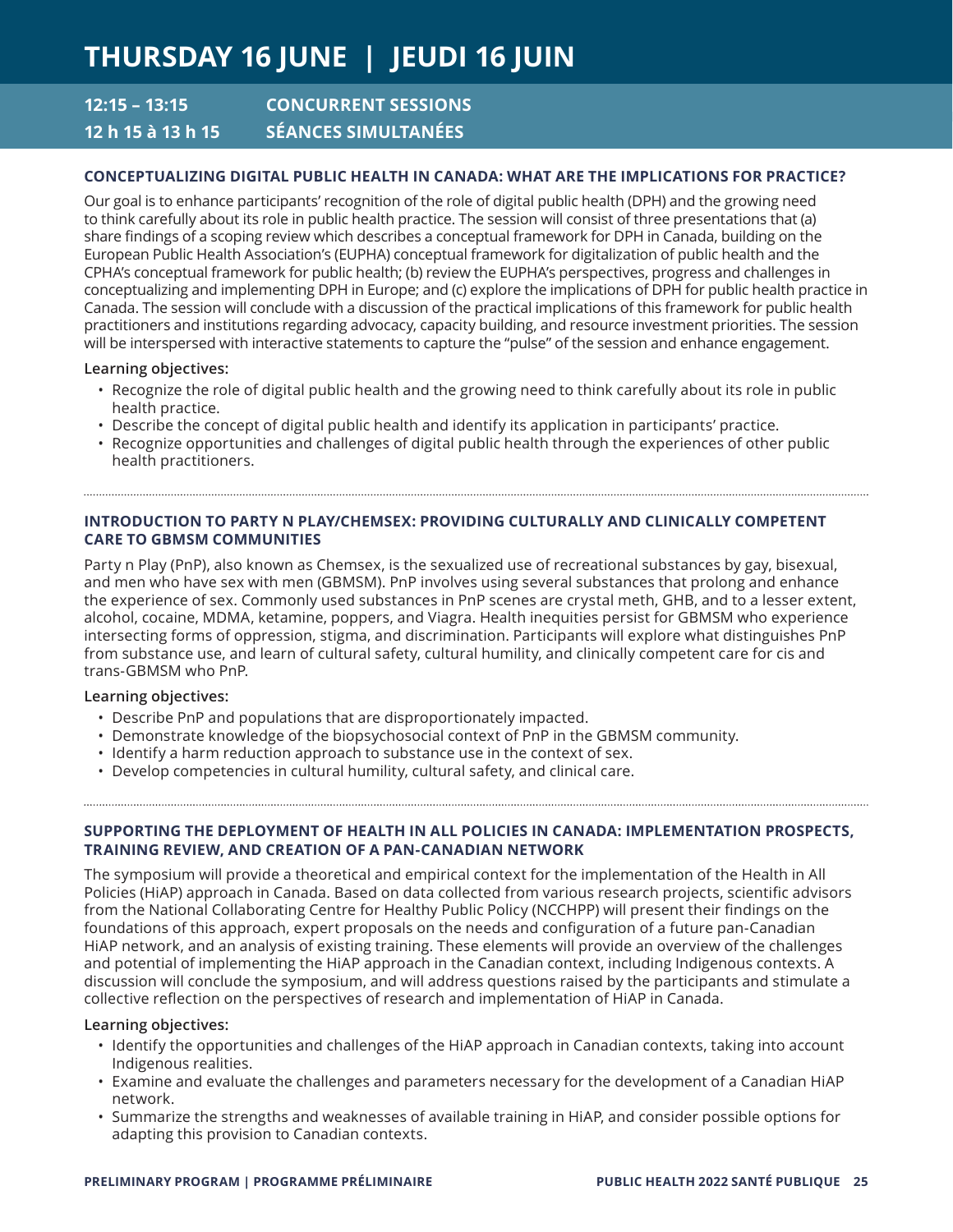# THURSDAY 16 JUNE | JEUDI 16 JUIN

## 12:15 – 13:15 CONCURRENT SESSIONS
## 12 h 15 à 13 h 15 SÉANCES SIMULTANÉES

### CONCEPTUALIZING DIGITAL PUBLIC HEALTH IN CANADA: WHAT ARE THE IMPLICATIONS FOR PRACTICE?

Our goal is to enhance participants' recognition of the role of digital public health (DPH) and the growing need to think carefully about its role in public health practice. The session will consist of three presentations that (a) share findings of a scoping review which describes a conceptual framework for DPH in Canada, building on the European Public Health Association's (EUPHA) conceptual framework for digitalization of public health and the CPHA's conceptual framework for public health; (b) review the EUPHA's perspectives, progress and challenges in conceptualizing and implementing DPH in Europe; and (c) explore the implications of DPH for public health practice in Canada. The session will conclude with a discussion of the practical implications of this framework for public health practitioners and institutions regarding advocacy, capacity building, and resource investment priorities. The session will be interspersed with interactive statements to capture the "pulse" of the session and enhance engagement.

**Learning objectives:**

- Recognize the role of digital public health and the growing need to think carefully about its role in public health practice.
- Describe the concept of digital public health and identify its application in participants' practice.
- Recognize opportunities and challenges of digital public health through the experiences of other public health practitioners.

---

### INTRODUCTION TO PARTY N PLAY/CHEMSEX: PROVIDING CULTURALLY AND CLINICALLY COMPETENT CARE TO GBMSM COMMUNITIES

Party n Play (PnP), also known as Chemsex, is the sexualized use of recreational substances by gay, bisexual, and men who have sex with men (GBMSM). PnP involves using several substances that prolong and enhance the experience of sex. Commonly used substances in PnP scenes are crystal meth, GHB, and to a lesser extent, alcohol, cocaine, MDMA, ketamine, poppers, and Viagra. Health inequities persist for GBMSM who experience intersecting forms of oppression, stigma, and discrimination. Participants will explore what distinguishes PnP from substance use, and learn of cultural safety, cultural humility, and clinically competent care for cis and trans-GBMSM who PnP.

**Learning objectives:**

- Describe PnP and populations that are disproportionately impacted.
- Demonstrate knowledge of the biopsychosocial context of PnP in the GBMSM community.
- Identify a harm reduction approach to substance use in the context of sex.
- Develop competencies in cultural humility, cultural safety, and clinical care.

---

### SUPPORTING THE DEPLOYMENT OF HEALTH IN ALL POLICIES IN CANADA: IMPLEMENTATION PROSPECTS, TRAINING REVIEW, AND CREATION OF A PAN-CANADIAN NETWORK

The symposium will provide a theoretical and empirical context for the implementation of the Health in All Policies (HiAP) approach in Canada. Based on data collected from various research projects, scientific advisors from the National Collaborating Centre for Healthy Public Policy (NCCHPP) will present their findings on the foundations of this approach, expert proposals on the needs and configuration of a future pan-Canadian HiAP network, and an analysis of existing training. These elements will provide an overview of the challenges and potential of implementing the HiAP approach in the Canadian context, including Indigenous contexts. A discussion will conclude the symposium, and will address questions raised by the participants and stimulate a collective reflection on the perspectives of research and implementation of HiAP in Canada.

**Learning objectives:**

- Identify the opportunities and challenges of the HiAP approach in Canadian contexts, taking into account Indigenous realities.
- Examine and evaluate the challenges and parameters necessary for the development of a Canadian HiAP network.
- Summarize the strengths and weaknesses of available training in HiAP, and consider possible options for adapting this provision to Canadian contexts.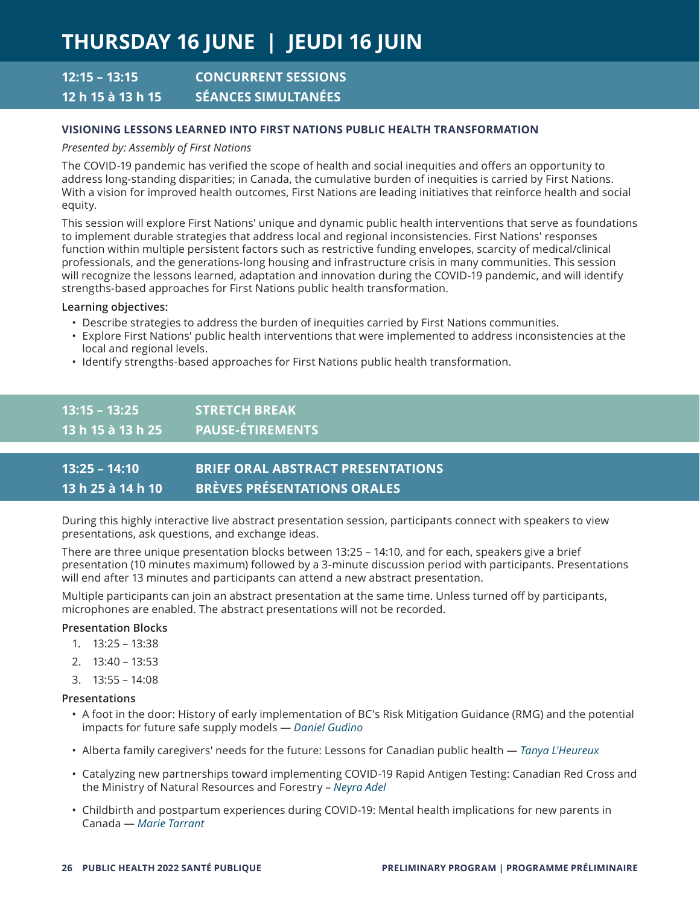# THURSDAY 16 JUNE | JEUDI 16 JUIN

## 12:15 – 13:15 CONCURRENT SESSIONS
## 12 h 15 à 13 h 15 SÉANCES SIMULTANÉES

### VISIONING LESSONS LEARNED INTO FIRST NATIONS PUBLIC HEALTH TRANSFORMATION

*Presented by: Assembly of First Nations*

The COVID-19 pandemic has verified the scope of health and social inequities and offers an opportunity to address long-standing disparities; in Canada, the cumulative burden of inequities is carried by First Nations. With a vision for improved health outcomes, First Nations are leading initiatives that reinforce health and social equity.

This session will explore First Nations' unique and dynamic public health interventions that serve as foundations to implement durable strategies that address local and regional inconsistencies. First Nations' responses function within multiple persistent factors such as restrictive funding envelopes, scarcity of medical/clinical professionals, and the generations-long housing and infrastructure crisis in many communities. This session will recognize the lessons learned, adaptation and innovation during the COVID-19 pandemic, and will identify strengths-based approaches for First Nations public health transformation.

**Learning objectives:**

- Describe strategies to address the burden of inequities carried by First Nations communities.
- Explore First Nations' public health interventions that were implemented to address inconsistencies at the local and regional levels.
- Identify strengths-based approaches for First Nations public health transformation.

## 13:15 – 13:25 STRETCH BREAK
## 13 h 15 à 13 h 25 PAUSE-ÉTIREMENTS

## 13:25 – 14:10 BRIEF ORAL ABSTRACT PRESENTATIONS
## 13 h 25 à 14 h 10 BRÈVES PRÉSENTATIONS ORALES

During this highly interactive live abstract presentation session, participants connect with speakers to view presentations, ask questions, and exchange ideas.

There are three unique presentation blocks between 13:25 – 14:10, and for each, speakers give a brief presentation (10 minutes maximum) followed by a 3-minute discussion period with participants. Presentations will end after 13 minutes and participants can attend a new abstract presentation.

Multiple participants can join an abstract presentation at the same time. Unless turned off by participants, microphones are enabled. The abstract presentations will not be recorded.

**Presentation Blocks**

1. 13:25 – 13:38
2. 13:40 – 13:53
3. 13:55 – 14:08

**Presentations**

- A foot in the door: History of early implementation of BC's Risk Mitigation Guidance (RMG) and the potential impacts for future safe supply models — *Daniel Gudino*
- Alberta family caregivers' needs for the future: Lessons for Canadian public health — *Tanya L'Heureux*
- Catalyzing new partnerships toward implementing COVID-19 Rapid Antigen Testing: Canadian Red Cross and the Ministry of Natural Resources and Forestry – *Neyra Adel*
- Childbirth and postpartum experiences during COVID-19: Mental health implications for new parents in Canada — *Marie Tarrant*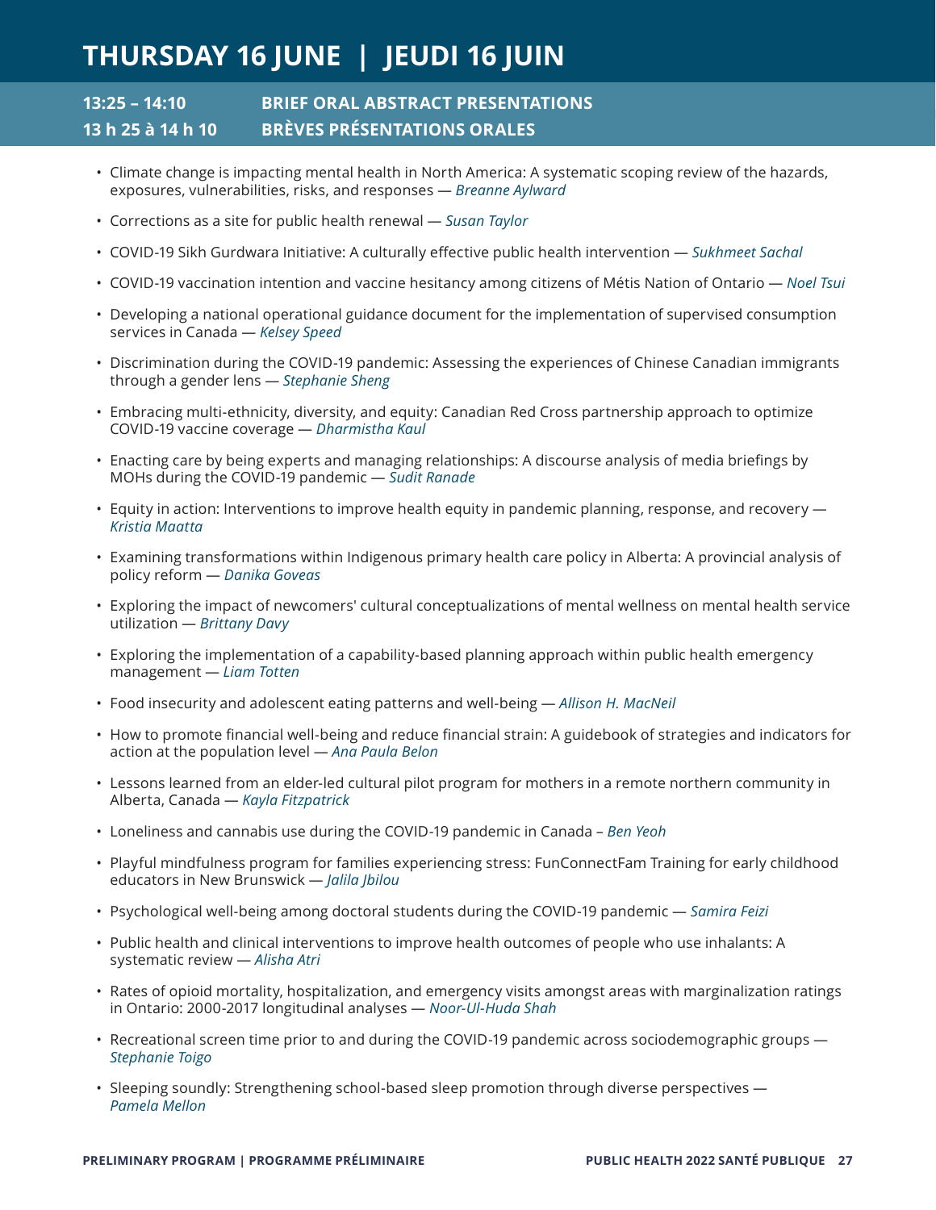# THURSDAY 16 JUNE | JEUDI 16 JUIN

## 13:25 – 14:10 BRIEF ORAL ABSTRACT PRESENTATIONS
## 13 h 25 à 14 h 10 BRÈVES PRÉSENTATIONS ORALES

- Climate change is impacting mental health in North America: A systematic scoping review of the hazards, exposures, vulnerabilities, risks, and responses — *Breanne Aylward*
- Corrections as a site for public health renewal — *Susan Taylor*
- COVID-19 Sikh Gurdwara Initiative: A culturally effective public health intervention — *Sukhmeet Sachal*
- COVID-19 vaccination intention and vaccine hesitancy among citizens of Métis Nation of Ontario — *Noel Tsui*
- Developing a national operational guidance document for the implementation of supervised consumption services in Canada — *Kelsey Speed*
- Discrimination during the COVID-19 pandemic: Assessing the experiences of Chinese Canadian immigrants through a gender lens — *Stephanie Sheng*
- Embracing multi-ethnicity, diversity, and equity: Canadian Red Cross partnership approach to optimize COVID-19 vaccine coverage — *Dharmistha Kaul*
- Enacting care by being experts and managing relationships: A discourse analysis of media briefings by MOHs during the COVID-19 pandemic — *Sudit Ranade*
- Equity in action: Interventions to improve health equity in pandemic planning, response, and recovery — *Kristia Maatta*
- Examining transformations within Indigenous primary health care policy in Alberta: A provincial analysis of policy reform — *Danika Goveas*
- Exploring the impact of newcomers' cultural conceptualizations of mental wellness on mental health service utilization — *Brittany Davy*
- Exploring the implementation of a capability-based planning approach within public health emergency management — *Liam Totten*
- Food insecurity and adolescent eating patterns and well-being — *Allison H. MacNeil*
- How to promote financial well-being and reduce financial strain: A guidebook of strategies and indicators for action at the population level — *Ana Paula Belon*
- Lessons learned from an elder-led cultural pilot program for mothers in a remote northern community in Alberta, Canada — *Kayla Fitzpatrick*
- Loneliness and cannabis use during the COVID-19 pandemic in Canada – *Ben Yeoh*
- Playful mindfulness program for families experiencing stress: FunConnectFam Training for early childhood educators in New Brunswick — *Jalila Jbilou*
- Psychological well-being among doctoral students during the COVID-19 pandemic — *Samira Feizi*
- Public health and clinical interventions to improve health outcomes of people who use inhalants: A systematic review — *Alisha Atri*
- Rates of opioid mortality, hospitalization, and emergency visits amongst areas with marginalization ratings in Ontario: 2000-2017 longitudinal analyses — *Noor-Ul-Huda Shah*
- Recreational screen time prior to and during the COVID-19 pandemic across sociodemographic groups — *Stephanie Toigo*
- Sleeping soundly: Strengthening school-based sleep promotion through diverse perspectives — *Pamela Mellon*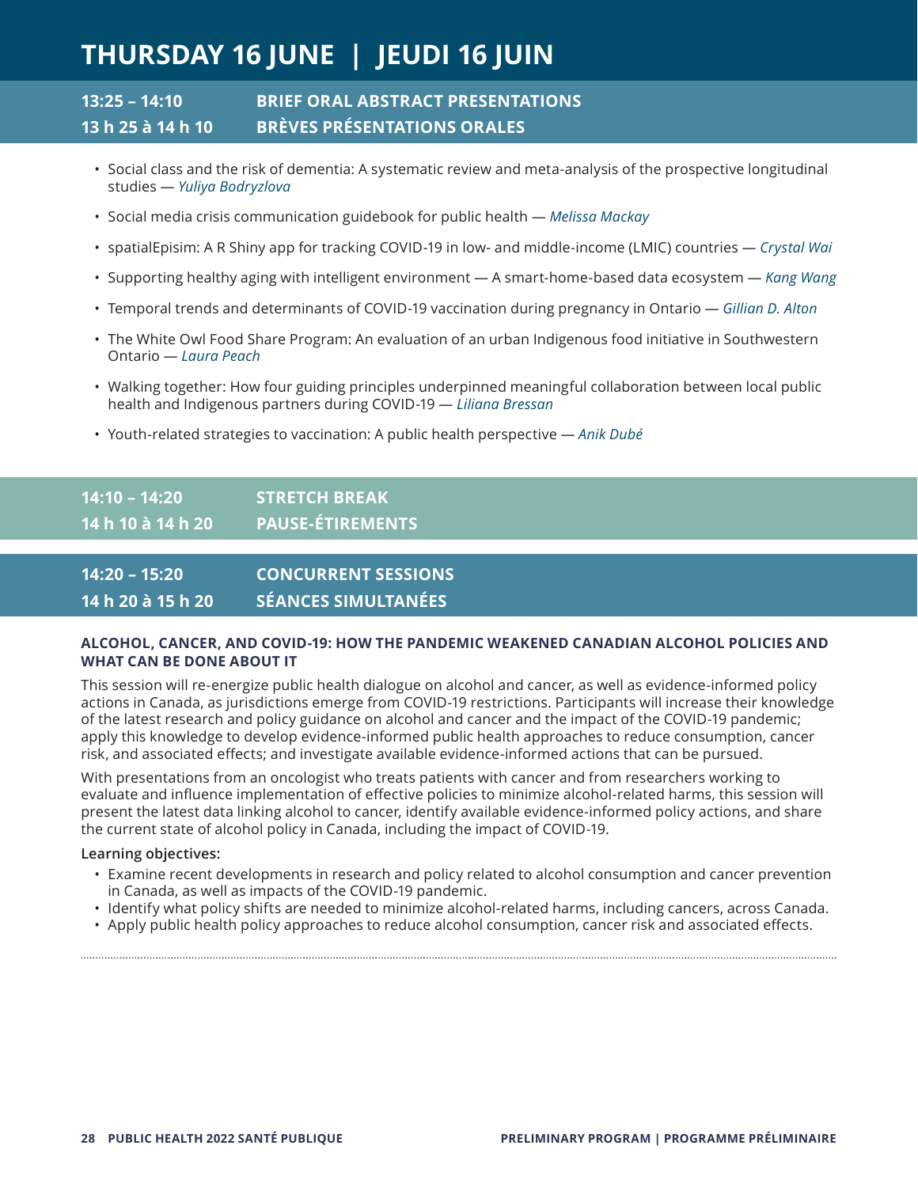# THURSDAY 16 JUNE | JEUDI 16 JUIN

## 13:25 – 14:10 BRIEF ORAL ABSTRACT PRESENTATIONS
## 13 h 25 à 14 h 10 BRÈVES PRÉSENTATIONS ORALES

- Social class and the risk of dementia: A systematic review and meta-analysis of the prospective longitudinal studies — *Yuliya Bodryzlova*
- Social media crisis communication guidebook for public health — *Melissa Mackay*
- spatialEpisim: A R Shiny app for tracking COVID-19 in low- and middle-income (LMIC) countries — *Crystal Wai*
- Supporting healthy aging with intelligent environment — A smart-home-based data ecosystem — *Kang Wang*
- Temporal trends and determinants of COVID-19 vaccination during pregnancy in Ontario — *Gillian D. Alton*
- The White Owl Food Share Program: An evaluation of an urban Indigenous food initiative in Southwestern Ontario — *Laura Peach*
- Walking together: How four guiding principles underpinned meaningful collaboration between local public health and Indigenous partners during COVID-19 — *Liliana Bressan*
- Youth-related strategies to vaccination: A public health perspective — *Anik Dubé*

## 14:10 – 14:20 STRETCH BREAK
## 14 h 10 à 14 h 20 PAUSE-ÉTIREMENTS

## 14:20 – 15:20 CONCURRENT SESSIONS
## 14 h 20 à 15 h 20 SÉANCES SIMULTANÉES

### ALCOHOL, CANCER, AND COVID-19: HOW THE PANDEMIC WEAKENED CANADIAN ALCOHOL POLICIES AND WHAT CAN BE DONE ABOUT IT

This session will re-energize public health dialogue on alcohol and cancer, as well as evidence-informed policy actions in Canada, as jurisdictions emerge from COVID-19 restrictions. Participants will increase their knowledge of the latest research and policy guidance on alcohol and cancer and the impact of the COVID-19 pandemic; apply this knowledge to develop evidence-informed public health approaches to reduce consumption, cancer risk, and associated effects; and investigate available evidence-informed actions that can be pursued.

With presentations from an oncologist who treats patients with cancer and from researchers working to evaluate and influence implementation of effective policies to minimize alcohol-related harms, this session will present the latest data linking alcohol to cancer, identify available evidence-informed policy actions, and share the current state of alcohol policy in Canada, including the impact of COVID-19.

**Learning objectives:**

- Examine recent developments in research and policy related to alcohol consumption and cancer prevention in Canada, as well as impacts of the COVID-19 pandemic.
- Identify what policy shifts are needed to minimize alcohol-related harms, including cancers, across Canada.
- Apply public health policy approaches to reduce alcohol consumption, cancer risk and associated effects.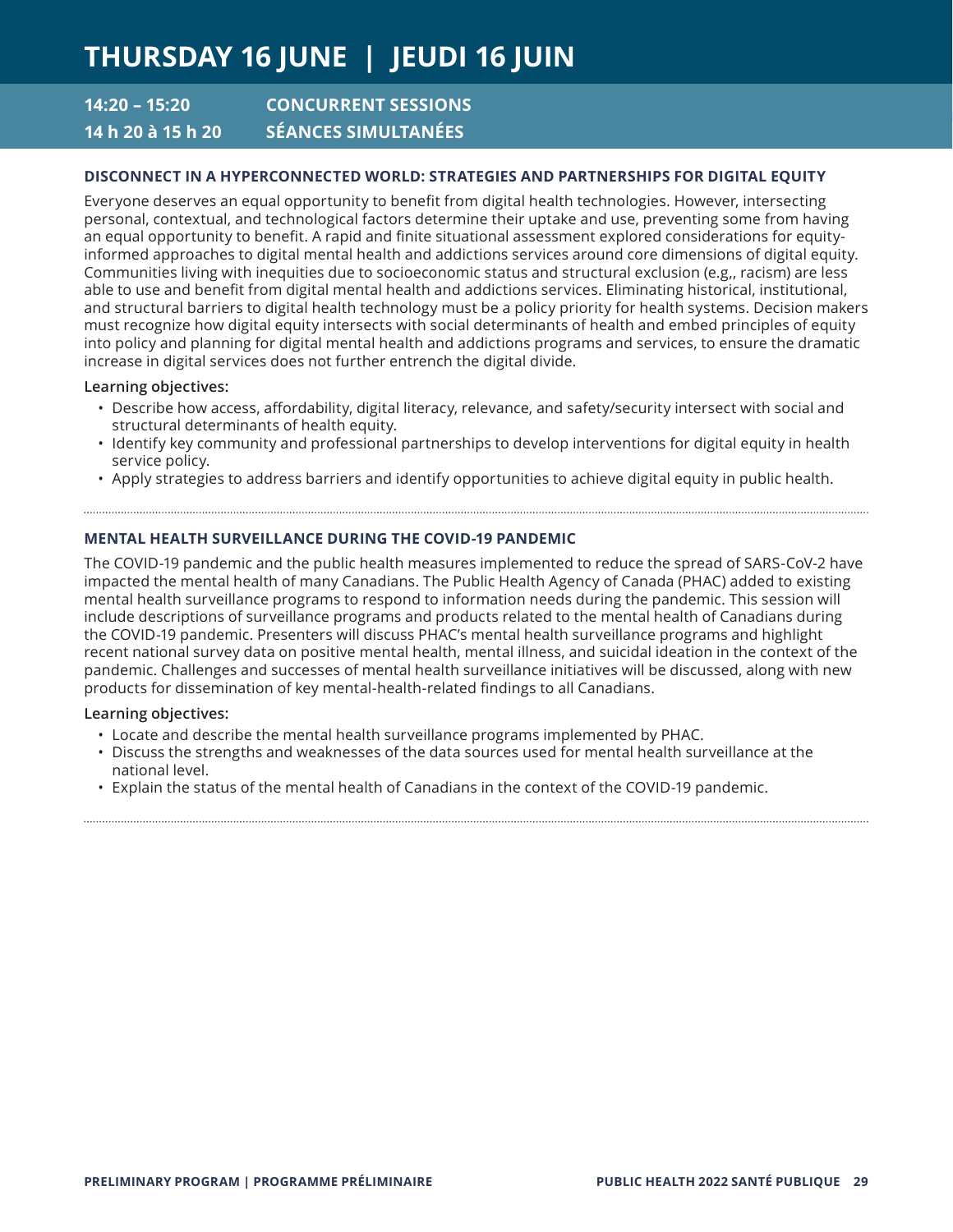# THURSDAY 16 JUNE | JEUDI 16 JUIN

## 14:20 – 15:20 CONCURRENT SESSIONS
## 14 h 20 à 15 h 20 SÉANCES SIMULTANÉES

### DISCONNECT IN A HYPERCONNECTED WORLD: STRATEGIES AND PARTNERSHIPS FOR DIGITAL EQUITY

Everyone deserves an equal opportunity to benefit from digital health technologies. However, intersecting personal, contextual, and technological factors determine their uptake and use, preventing some from having an equal opportunity to benefit. A rapid and finite situational assessment explored considerations for equity-informed approaches to digital mental health and addictions services around core dimensions of digital equity. Communities living with inequities due to socioeconomic status and structural exclusion (e.g,, racism) are less able to use and benefit from digital mental health and addictions services. Eliminating historical, institutional, and structural barriers to digital health technology must be a policy priority for health systems. Decision makers must recognize how digital equity intersects with social determinants of health and embed principles of equity into policy and planning for digital mental health and addictions programs and services, to ensure the dramatic increase in digital services does not further entrench the digital divide.

**Learning objectives:**

- Describe how access, affordability, digital literacy, relevance, and safety/security intersect with social and structural determinants of health equity.
- Identify key community and professional partnerships to develop interventions for digital equity in health service policy.
- Apply strategies to address barriers and identify opportunities to achieve digital equity in public health.

### MENTAL HEALTH SURVEILLANCE DURING THE COVID-19 PANDEMIC

The COVID-19 pandemic and the public health measures implemented to reduce the spread of SARS-CoV-2 have impacted the mental health of many Canadians. The Public Health Agency of Canada (PHAC) added to existing mental health surveillance programs to respond to information needs during the pandemic. This session will include descriptions of surveillance programs and products related to the mental health of Canadians during the COVID-19 pandemic. Presenters will discuss PHAC's mental health surveillance programs and highlight recent national survey data on positive mental health, mental illness, and suicidal ideation in the context of the pandemic. Challenges and successes of mental health surveillance initiatives will be discussed, along with new products for dissemination of key mental-health-related findings to all Canadians.

**Learning objectives:**

- Locate and describe the mental health surveillance programs implemented by PHAC.
- Discuss the strengths and weaknesses of the data sources used for mental health surveillance at the national level.
- Explain the status of the mental health of Canadians in the context of the COVID-19 pandemic.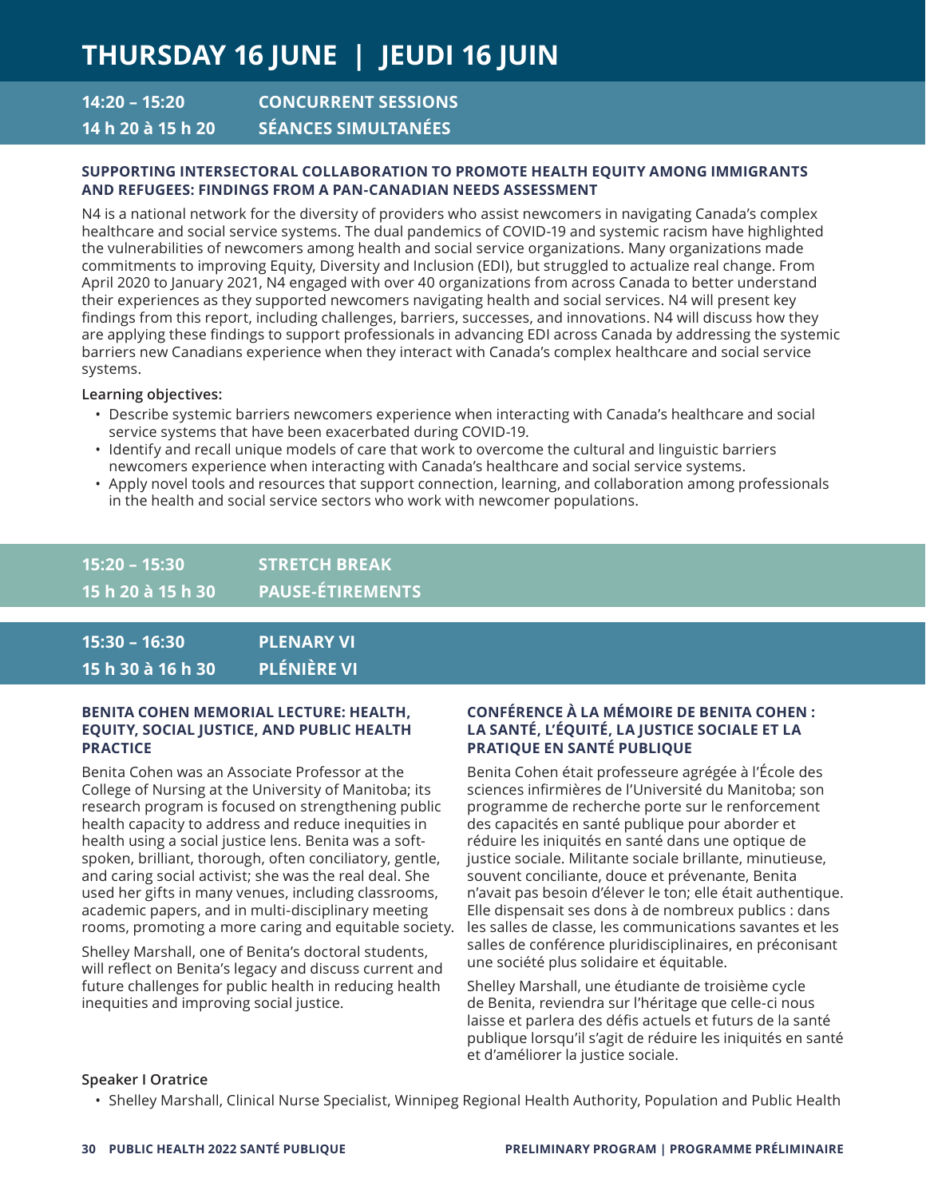# THURSDAY 16 JUNE | JEUDI 16 JUIN

## 14:20 – 15:20 CONCURRENT SESSIONS
## 14 h 20 à 15 h 20 SÉANCES SIMULTANÉES

### SUPPORTING INTERSECTORAL COLLABORATION TO PROMOTE HEALTH EQUITY AMONG IMMIGRANTS AND REFUGEES: FINDINGS FROM A PAN-CANADIAN NEEDS ASSESSMENT

N4 is a national network for the diversity of providers who assist newcomers in navigating Canada's complex healthcare and social service systems. The dual pandemics of COVID-19 and systemic racism have highlighted the vulnerabilities of newcomers among health and social service organizations. Many organizations made commitments to improving Equity, Diversity and Inclusion (EDI), but struggled to actualize real change. From April 2020 to January 2021, N4 engaged with over 40 organizations from across Canada to better understand their experiences as they supported newcomers navigating health and social services. N4 will present key findings from this report, including challenges, barriers, successes, and innovations. N4 will discuss how they are applying these findings to support professionals in advancing EDI across Canada by addressing the systemic barriers new Canadians experience when they interact with Canada's complex healthcare and social service systems.

**Learning objectives:**

- Describe systemic barriers newcomers experience when interacting with Canada's healthcare and social service systems that have been exacerbated during COVID-19.
- Identify and recall unique models of care that work to overcome the cultural and linguistic barriers newcomers experience when interacting with Canada's healthcare and social service systems.
- Apply novel tools and resources that support connection, learning, and collaboration among professionals in the health and social service sectors who work with newcomer populations.

## 15:20 – 15:30 STRETCH BREAK
## 15 h 20 à 15 h 30 PAUSE-ÉTIREMENTS

## 15:30 – 16:30 PLENARY VI
## 15 h 30 à 16 h 30 PLÉNIÈRE VI

### BENITA COHEN MEMORIAL LECTURE: HEALTH, EQUITY, SOCIAL JUSTICE, AND PUBLIC HEALTH PRACTICE

Benita Cohen was an Associate Professor at the College of Nursing at the University of Manitoba; its research program is focused on strengthening public health capacity to address and reduce inequities in health using a social justice lens. Benita was a soft-spoken, brilliant, thorough, often conciliatory, gentle, and caring social activist; she was the real deal. She used her gifts in many venues, including classrooms, academic papers, and in multi-disciplinary meeting rooms, promoting a more caring and equitable society.

Shelley Marshall, one of Benita's doctoral students, will reflect on Benita's legacy and discuss current and future challenges for public health in reducing health inequities and improving social justice.

### CONFÉRENCE À LA MÉMOIRE DE BENITA COHEN : LA SANTÉ, L'ÉQUITÉ, LA JUSTICE SOCIALE ET LA PRATIQUE EN SANTÉ PUBLIQUE

Benita Cohen était professeure agrégée à l'École des sciences infirmières de l'Université du Manitoba; son programme de recherche porte sur le renforcement des capacités en santé publique pour aborder et réduire les iniquités en santé dans une optique de justice sociale. Militante sociale brillante, minutieuse, souvent conciliante, douce et prévenante, Benita n'avait pas besoin d'élever le ton; elle était authentique. Elle dispensait ses dons à de nombreux publics : dans les salles de classe, les communications savantes et les salles de conférence pluridisciplinaires, en préconisant une société plus solidaire et équitable.

Shelley Marshall, une étudiante de troisième cycle de Benita, reviendra sur l'héritage que celle-ci nous laisse et parlera des défis actuels et futurs de la santé publique lorsqu'il s'agit de réduire les iniquités en santé et d'améliorer la justice sociale.

**Speaker I Oratrice**

- Shelley Marshall, Clinical Nurse Specialist, Winnipeg Regional Health Authority, Population and Public Health